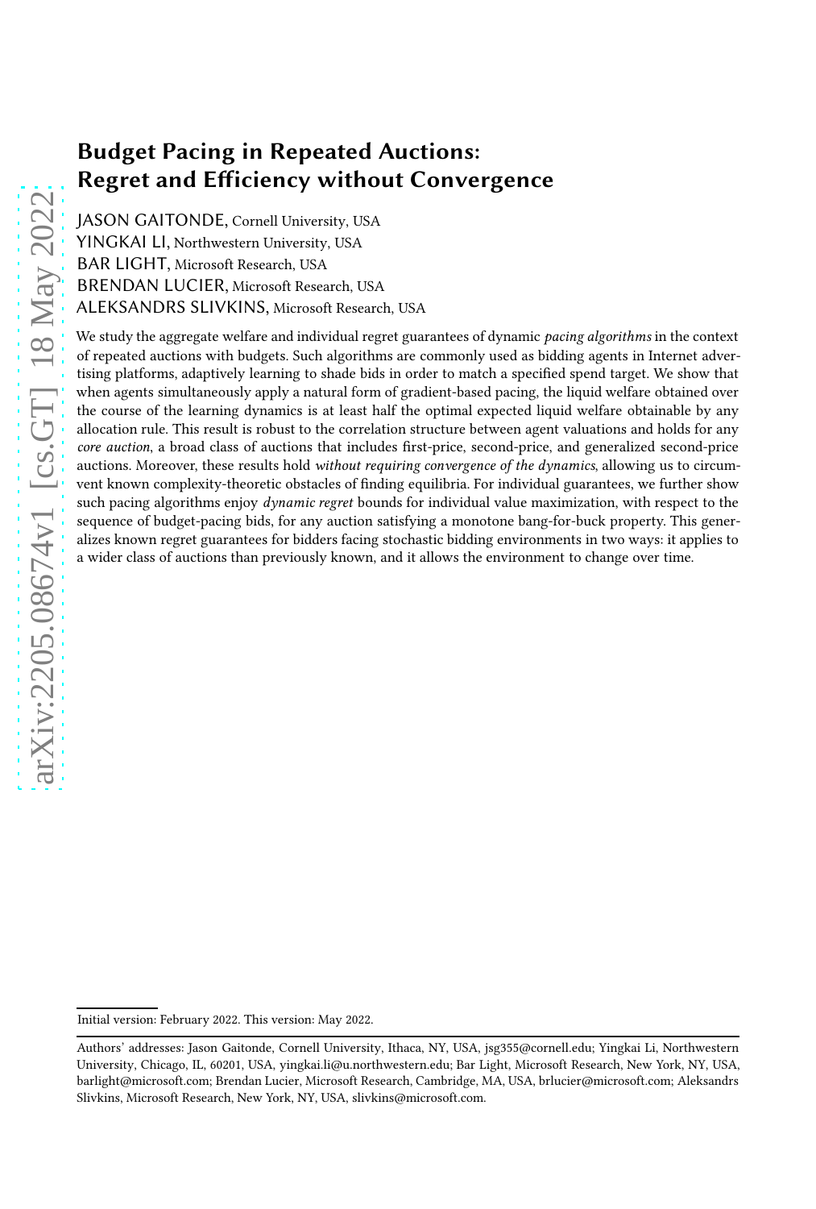# Budget Pacing in Repeated Auctions: Regret and Efficiency without Convergence

JASON GAITONDE, Cornell University, USA

YINGKAI LI, Northwestern University, USA

BAR LIGHT, Microsoft Research, USA

BRENDAN LUCIER, Microsoft Research, USA

ALEKSANDRS SLIVKINS, Microsoft Research, USA

We study the aggregate welfare and individual regret guarantees of dynamic *pacing algorithms* in the context of repeated auctions with budgets. Such algorithms are commonly used as bidding agents in Internet advertising platforms, adaptively learning to shade bids in order to match a specified spend target. We show that when agents simultaneously apply a natural form of gradient-based pacing, the liquid welfare obtained over the course of the learning dynamics is at least half the optimal expected liquid welfare obtainable by any allocation rule. This result is robust to the correlation structure between agent valuations and holds for any *core auction*, a broad class of auctions that includes first-price, second-price, and generalized second-price auctions. Moreover, these results hold *without requiring convergence of the dynamics*, allowing us to circumvent known complexity-theoretic obstacles of finding equilibria. For individual guarantees, we further show such pacing algorithms enjoy *dynamic regret* bounds for individual value maximization, with respect to the sequence of budget-pacing bids, for any auction satisfying a monotone bang-for-buck property. This generalizes known regret guarantees for bidders facing stochastic bidding environments in two ways: it applies to a wider class of auctions than previously known, and it allows the environment to change over time.

---

Initial version: February 2022. This version: May 2022.

Authors' addresses: Jason Gaitonde, Cornell University, Ithaca, NY, USA, jsg355@cornell.edu; Yingkai Li, Northwestern University, Chicago, IL, 60201, USA, yingkai.li@u.northwestern.edu; Bar Light, Microsoft Research, New York, NY, USA, barlight@microsoft.com; Brendan Lucier, Microsoft Research, Cambridge, MA, USA, brlucier@microsoft.com; Aleksandrs Slivkins, Microsoft Research, New York, NY, USA, slivkins@microsoft.com.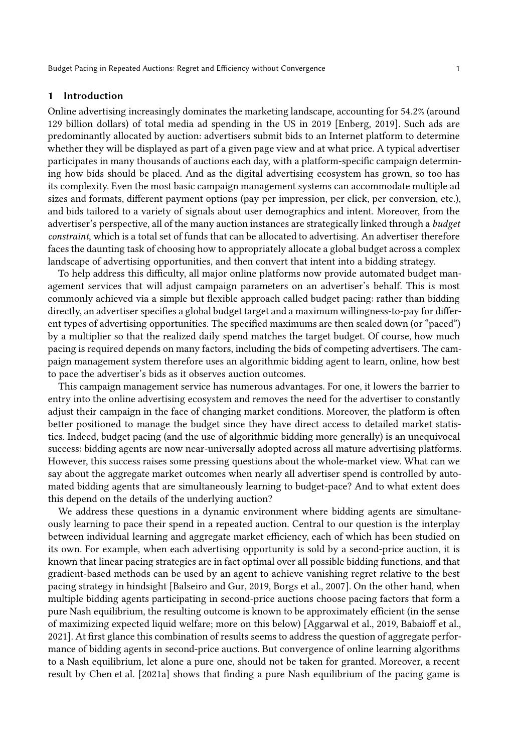## 1 Introduction

Online advertising increasingly dominates the marketing landscape, accounting for 54.2% (around 129 billion dollars) of total media ad spending in the US in 2019 [Enberg, 2019]. Such ads are predominantly allocated by auction: advertisers submit bids to an Internet platform to determine whether they will be displayed as part of a given page view and at what price. A typical advertiser participates in many thousands of auctions each day, with a platform-specific campaign determining how bids should be placed. And as the digital advertising ecosystem has grown, so too has its complexity. Even the most basic campaign management systems can accommodate multiple ad sizes and formats, different payment options (pay per impression, per click, per conversion, etc.), and bids tailored to a variety of signals about user demographics and intent. Moreover, from the advertiser's perspective, all of the many auction instances are strategically linked through a *budget constraint*, which is a total set of funds that can be allocated to advertising. An advertiser therefore faces the daunting task of choosing how to appropriately allocate a global budget across a complex landscape of advertising opportunities, and then convert that intent into a bidding strategy.

To help address this difficulty, all major online platforms now provide automated budget management services that will adjust campaign parameters on an advertiser's behalf. This is most commonly achieved via a simple but flexible approach called budget pacing: rather than bidding directly, an advertiser specifies a global budget target and a maximum willingness-to-pay for different types of advertising opportunities. The specified maximums are then scaled down (or "paced") by a multiplier so that the realized daily spend matches the target budget. Of course, how much pacing is required depends on many factors, including the bids of competing advertisers. The campaign management system therefore uses an algorithmic bidding agent to learn, online, how best to pace the advertiser's bids as it observes auction outcomes.

This campaign management service has numerous advantages. For one, it lowers the barrier to entry into the online advertising ecosystem and removes the need for the advertiser to constantly adjust their campaign in the face of changing market conditions. Moreover, the platform is often better positioned to manage the budget since they have direct access to detailed market statistics. Indeed, budget pacing (and the use of algorithmic bidding more generally) is an unequivocal success: bidding agents are now near-universally adopted across all mature advertising platforms. However, this success raises some pressing questions about the whole-market view. What can we say about the aggregate market outcomes when nearly all advertiser spend is controlled by automated bidding agents that are simultaneously learning to budget-pace? And to what extent does this depend on the details of the underlying auction?

We address these questions in a dynamic environment where bidding agents are simultaneously learning to pace their spend in a repeated auction. Central to our question is the interplay between individual learning and aggregate market efficiency, each of which has been studied on its own. For example, when each advertising opportunity is sold by a second-price auction, it is known that linear pacing strategies are in fact optimal over all possible bidding functions, and that gradient-based methods can be used by an agent to achieve vanishing regret relative to the best pacing strategy in hindsight [Balseiro and Gur, 2019, Borgs et al., 2007]. On the other hand, when multiple bidding agents participating in second-price auctions choose pacing factors that form a pure Nash equilibrium, the resulting outcome is known to be approximately efficient (in the sense of maximizing expected liquid welfare; more on this below) [Aggarwal et al., 2019, Babaioff et al., 2021]. At first glance this combination of results seems to address the question of aggregate performance of bidding agents in second-price auctions. But convergence of online learning algorithms to a Nash equilibrium, let alone a pure one, should not be taken for granted. Moreover, a recent result by Chen et al. [2021a] shows that finding a pure Nash equilibrium of the pacing game is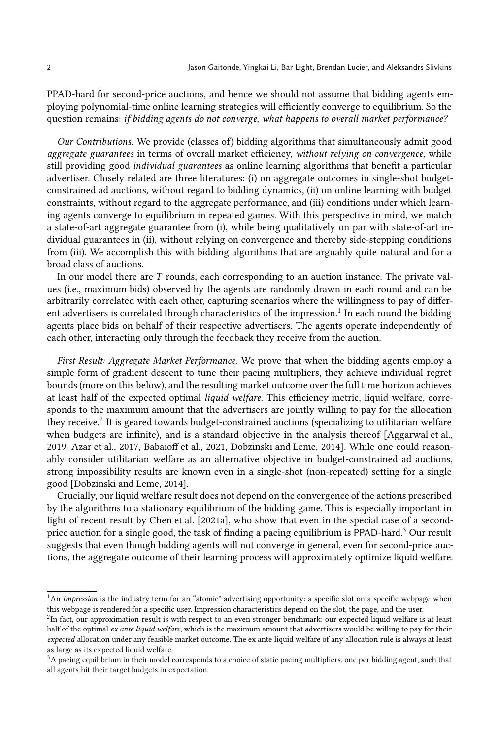PPAD-hard for second-price auctions, and hence we should not assume that bidding agents employing polynomial-time online learning strategies will efficiently converge to equilibrium. So the question remains: *if bidding agents do not converge, what happens to overall market performance?*

*Our Contributions.* We provide (classes of) bidding algorithms that simultaneously admit good *aggregate guarantees* in terms of overall market efficiency, *without relying on convergence,* while still providing good *individual guarantees* as online learning algorithms that benefit a particular advertiser. Closely related are three literatures: (i) on aggregate outcomes in single-shot budget-constrained ad auctions, without regard to bidding dynamics, (ii) on online learning with budget constraints, without regard to the aggregate performance, and (iii) conditions under which learning agents converge to equilibrium in repeated games. With this perspective in mind, we match a state-of-art aggregate guarantee from (i), while being qualitatively on par with state-of-art individual guarantees in (ii), without relying on convergence and thereby side-stepping conditions from (iii). We accomplish this with bidding algorithms that are arguably quite natural and for a broad class of auctions.

In our model there are $T$ rounds, each corresponding to an auction instance. The private values (i.e., maximum bids) observed by the agents are randomly drawn in each round and can be arbitrarily correlated with each other, capturing scenarios where the willingness to pay of different advertisers is correlated through characteristics of the impression.[1] In each round the bidding agents place bids on behalf of their respective advertisers. The agents operate independently of each other, interacting only through the feedback they receive from the auction.

*First Result: Aggregate Market Performance.* We prove that when the bidding agents employ a simple form of gradient descent to tune their pacing multipliers, they achieve individual regret bounds (more on this below), and the resulting market outcome over the full time horizon achieves at least half of the expected optimal *liquid welfare.* This efficiency metric, liquid welfare, corresponds to the maximum amount that the advertisers are jointly willing to pay for the allocation they receive.[2] It is geared towards budget-constrained auctions (specializing to utilitarian welfare when budgets are infinite), and is a standard objective in the analysis thereof [Aggarwal et al., 2019, Azar et al., 2017, Babaioff et al., 2021, Dobzinski and Leme, 2014]. While one could reasonably consider utilitarian welfare as an alternative objective in budget-constrained ad auctions, strong impossibility results are known even in a single-shot (non-repeated) setting for a single good [Dobzinski and Leme, 2014].

Crucially, our liquid welfare result does not depend on the convergence of the actions prescribed by the algorithms to a stationary equilibrium of the bidding game. This is especially important in light of recent result by Chen et al. [2021a], who show that even in the special case of a second-price auction for a single good, the task of finding a pacing equilibrium is PPAD-hard.[3] Our result suggests that even though bidding agents will not converge in general, even for second-price auctions, the aggregate outcome of their learning process will approximately optimize liquid welfare.

---

[1] An *impression* is the industry term for an "atomic" advertising opportunity: a specific slot on a specific webpage when this webpage is rendered for a specific user. Impression characteristics depend on the slot, the page, and the user.

[2] In fact, our approximation result is with respect to an even stronger benchmark: our expected liquid welfare is at least half of the optimal *ex ante liquid welfare*, which is the maximum amount that advertisers would be willing to pay for their *expected* allocation under any feasible market outcome. The ex ante liquid welfare of any allocation rule is always at least as large as its expected liquid welfare.

[3] A pacing equilibrium in their model corresponds to a choice of static pacing multipliers, one per bidding agent, such that all agents hit their target budgets in expectation.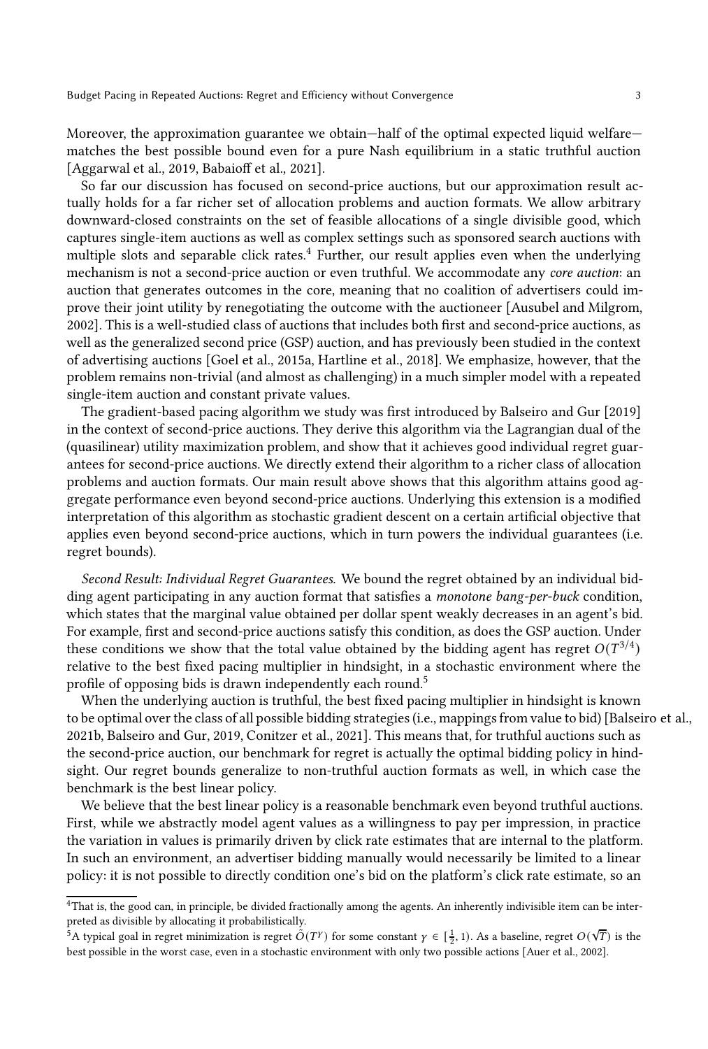Moreover, the approximation guarantee we obtain—half of the optimal expected liquid welfare—matches the best possible bound even for a pure Nash equilibrium in a static truthful auction [Aggarwal et al., 2019, Babaioff et al., 2021].

So far our discussion has focused on second-price auctions, but our approximation result actually holds for a far richer set of allocation problems and auction formats. We allow arbitrary downward-closed constraints on the set of feasible allocations of a single divisible good, which captures single-item auctions as well as complex settings such as sponsored search auctions with multiple slots and separable click rates.[4] Further, our result applies even when the underlying mechanism is not a second-price auction or even truthful. We accommodate any *core auction*: an auction that generates outcomes in the core, meaning that no coalition of advertisers could improve their joint utility by renegotiating the outcome with the auctioneer [Ausubel and Milgrom, 2002]. This is a well-studied class of auctions that includes both first and second-price auctions, as well as the generalized second price (GSP) auction, and has previously been studied in the context of advertising auctions [Goel et al., 2015a, Hartline et al., 2018]. We emphasize, however, that the problem remains non-trivial (and almost as challenging) in a much simpler model with a repeated single-item auction and constant private values.

The gradient-based pacing algorithm we study was first introduced by Balseiro and Gur [2019] in the context of second-price auctions. They derive this algorithm via the Lagrangian dual of the (quasilinear) utility maximization problem, and show that it achieves good individual regret guarantees for second-price auctions. We directly extend their algorithm to a richer class of allocation problems and auction formats. Our main result above shows that this algorithm attains good aggregate performance even beyond second-price auctions. Underlying this extension is a modified interpretation of this algorithm as stochastic gradient descent on a certain artificial objective that applies even beyond second-price auctions, which in turn powers the individual guarantees (i.e. regret bounds).

*Second Result: Individual Regret Guarantees.* We bound the regret obtained by an individual bidding agent participating in any auction format that satisfies a *monotone bang-per-buck* condition, which states that the marginal value obtained per dollar spent weakly decreases in an agent's bid. For example, first and second-price auctions satisfy this condition, as does the GSP auction. Under these conditions we show that the total value obtained by the bidding agent has regret $O(T^{3/4})$ relative to the best fixed pacing multiplier in hindsight, in a stochastic environment where the profile of opposing bids is drawn independently each round.[5]

When the underlying auction is truthful, the best fixed pacing multiplier in hindsight is known to be optimal over the class of all possible bidding strategies (i.e., mappings from value to bid) [Balseiro et al., 2021b, Balseiro and Gur, 2019, Conitzer et al., 2021]. This means that, for truthful auctions such as the second-price auction, our benchmark for regret is actually the optimal bidding policy in hindsight. Our regret bounds generalize to non-truthful auction formats as well, in which case the benchmark is the best linear policy.

We believe that the best linear policy is a reasonable benchmark even beyond truthful auctions. First, while we abstractly model agent values as a willingness to pay per impression, in practice the variation in values is primarily driven by click rate estimates that are internal to the platform. In such an environment, an advertiser bidding manually would necessarily be limited to a linear policy: it is not possible to directly condition one's bid on the platform's click rate estimate, so an

[4] That is, the good can, in principle, be divided fractionally among the agents. An inherently indivisible item can be interpreted as divisible by allocating it probabilistically.

[5] A typical goal in regret minimization is regret $\tilde{O}(T^{\gamma})$ for some constant $\gamma \in [\frac{1}{2}, 1)$. As a baseline, regret $O(\sqrt{T})$ is the best possible in the worst case, even in a stochastic environment with only two possible actions [Auer et al., 2002].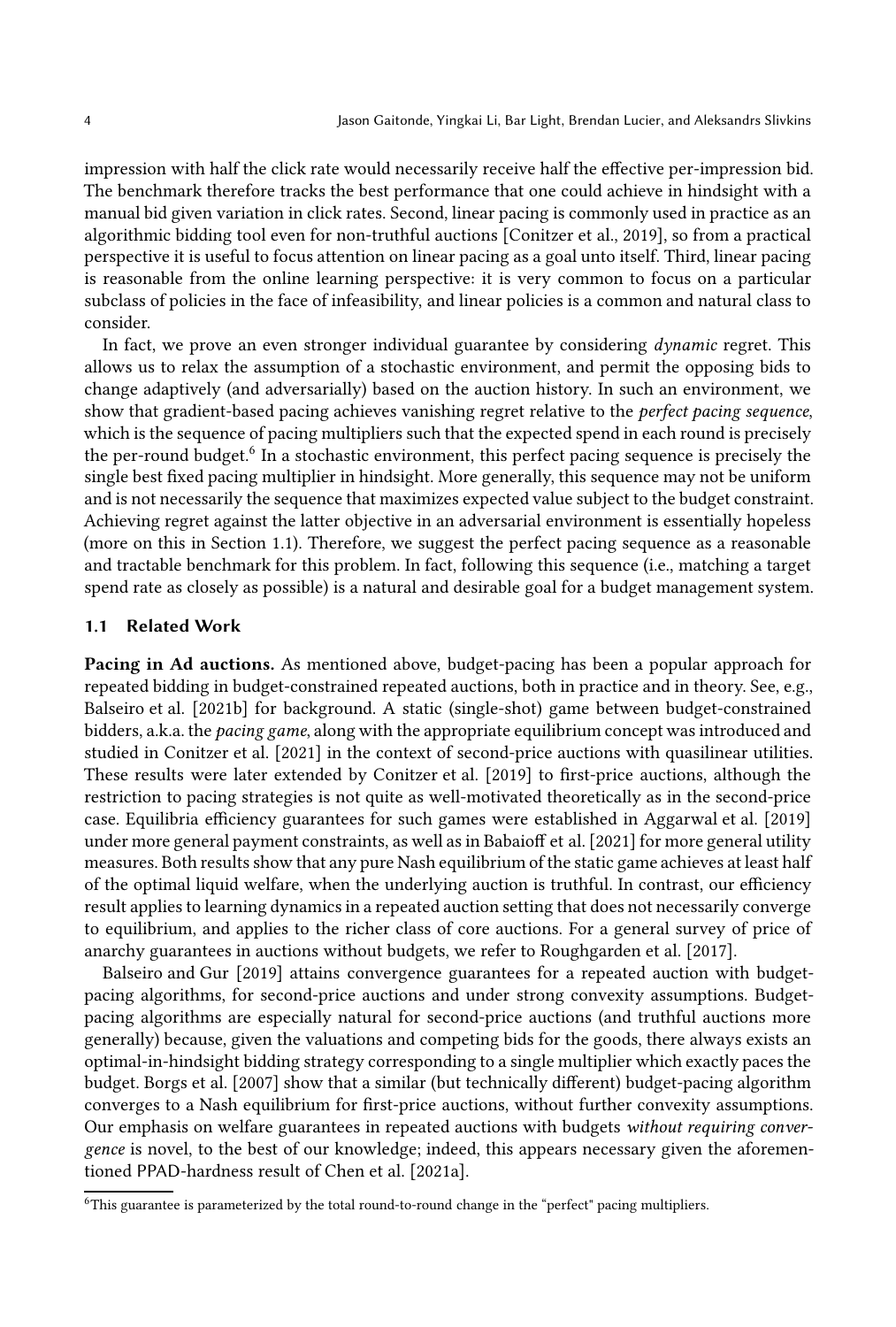impression with half the click rate would necessarily receive half the effective per-impression bid. The benchmark therefore tracks the best performance that one could achieve in hindsight with a manual bid given variation in click rates. Second, linear pacing is commonly used in practice as an algorithmic bidding tool even for non-truthful auctions [Conitzer et al., 2019], so from a practical perspective it is useful to focus attention on linear pacing as a goal unto itself. Third, linear pacing is reasonable from the online learning perspective: it is very common to focus on a particular subclass of policies in the face of infeasibility, and linear policies is a common and natural class to consider.

In fact, we prove an even stronger individual guarantee by considering *dynamic* regret. This allows us to relax the assumption of a stochastic environment, and permit the opposing bids to change adaptively (and adversarially) based on the auction history. In such an environment, we show that gradient-based pacing achieves vanishing regret relative to the *perfect pacing sequence*, which is the sequence of pacing multipliers such that the expected spend in each round is precisely the per-round budget.[6] In a stochastic environment, this perfect pacing sequence is precisely the single best fixed pacing multiplier in hindsight. More generally, this sequence may not be uniform and is not necessarily the sequence that maximizes expected value subject to the budget constraint. Achieving regret against the latter objective in an adversarial environment is essentially hopeless (more on this in Section 1.1). Therefore, we suggest the perfect pacing sequence as a reasonable and tractable benchmark for this problem. In fact, following this sequence (i.e., matching a target spend rate as closely as possible) is a natural and desirable goal for a budget management system.

### 1.1 Related Work

**Pacing in Ad auctions.** As mentioned above, budget-pacing has been a popular approach for repeated bidding in budget-constrained repeated auctions, both in practice and in theory. See, e.g., Balseiro et al. [2021b] for background. A static (single-shot) game between budget-constrained bidders, a.k.a. the *pacing game*, along with the appropriate equilibrium concept was introduced and studied in Conitzer et al. [2021] in the context of second-price auctions with quasilinear utilities. These results were later extended by Conitzer et al. [2019] to first-price auctions, although the restriction to pacing strategies is not quite as well-motivated theoretically as in the second-price case. Equilibria efficiency guarantees for such games were established in Aggarwal et al. [2019] under more general payment constraints, as well as in Babaioff et al. [2021] for more general utility measures. Both results show that any pure Nash equilibrium of the static game achieves at least half of the optimal liquid welfare, when the underlying auction is truthful. In contrast, our efficiency result applies to learning dynamics in a repeated auction setting that does not necessarily converge to equilibrium, and applies to the richer class of core auctions. For a general survey of price of anarchy guarantees in auctions without budgets, we refer to Roughgarden et al. [2017].

Balseiro and Gur [2019] attains convergence guarantees for a repeated auction with budget-pacing algorithms, for second-price auctions and under strong convexity assumptions. Budget-pacing algorithms are especially natural for second-price auctions (and truthful auctions more generally) because, given the valuations and competing bids for the goods, there always exists an optimal-in-hindsight bidding strategy corresponding to a single multiplier which exactly paces the budget. Borgs et al. [2007] show that a similar (but technically different) budget-pacing algorithm converges to a Nash equilibrium for first-price auctions, without further convexity assumptions. Our emphasis on welfare guarantees in repeated auctions with budgets *without requiring convergence* is novel, to the best of our knowledge; indeed, this appears necessary given the aforementioned PPAD-hardness result of Chen et al. [2021a].

[6] This guarantee is parameterized by the total round-to-round change in the "perfect" pacing multipliers.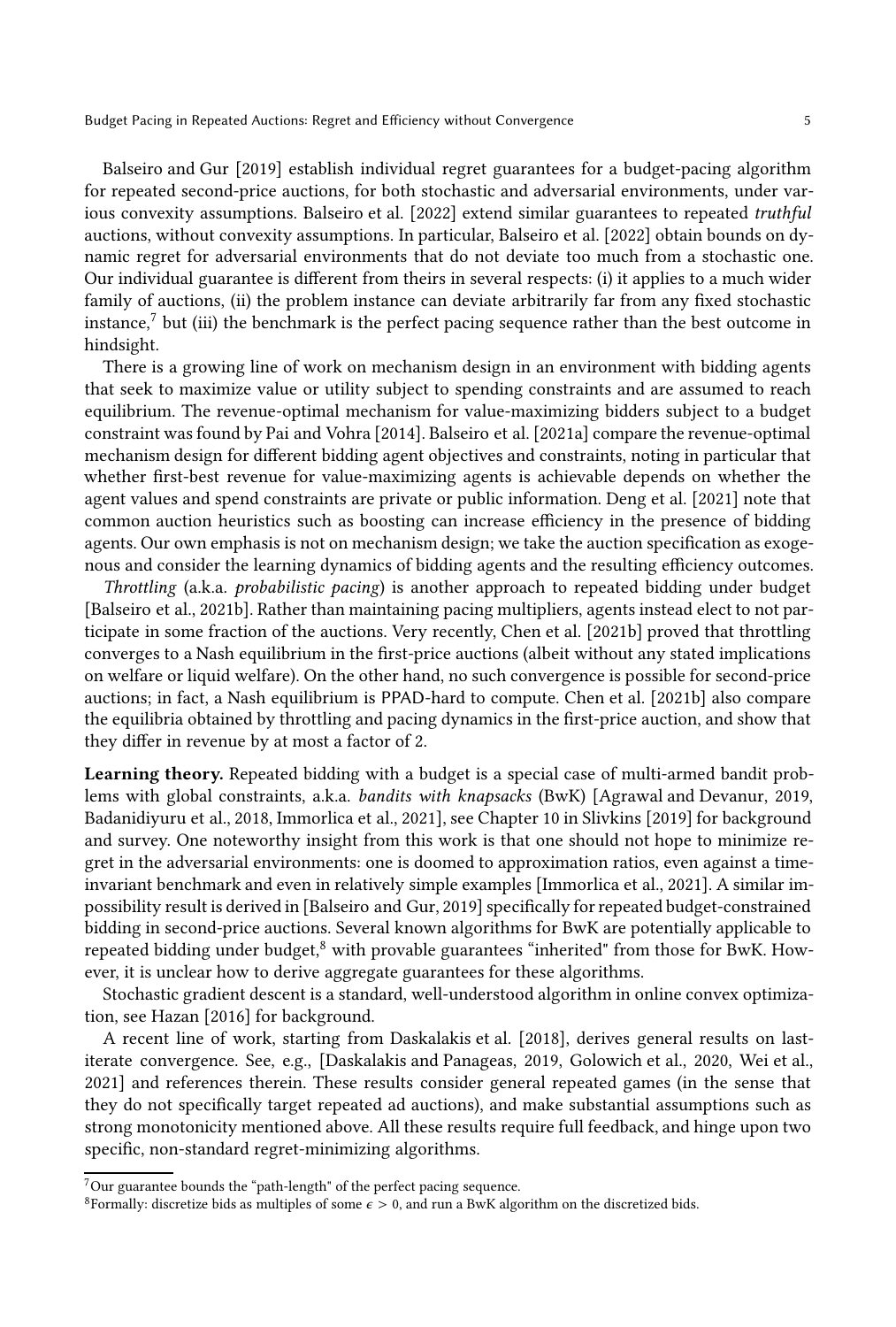Balseiro and Gur [2019] establish individual regret guarantees for a budget-pacing algorithm for repeated second-price auctions, for both stochastic and adversarial environments, under various convexity assumptions. Balseiro et al. [2022] extend similar guarantees to repeated *truthful* auctions, without convexity assumptions. In particular, Balseiro et al. [2022] obtain bounds on dynamic regret for adversarial environments that do not deviate too much from a stochastic one. Our individual guarantee is different from theirs in several respects: (i) it applies to a much wider family of auctions, (ii) the problem instance can deviate arbitrarily far from any fixed stochastic instance,[7] but (iii) the benchmark is the perfect pacing sequence rather than the best outcome in hindsight.

There is a growing line of work on mechanism design in an environment with bidding agents that seek to maximize value or utility subject to spending constraints and are assumed to reach equilibrium. The revenue-optimal mechanism for value-maximizing bidders subject to a budget constraint was found by Pai and Vohra [2014]. Balseiro et al. [2021a] compare the revenue-optimal mechanism design for different bidding agent objectives and constraints, noting in particular that whether first-best revenue for value-maximizing agents is achievable depends on whether the agent values and spend constraints are private or public information. Deng et al. [2021] note that common auction heuristics such as boosting can increase efficiency in the presence of bidding agents. Our own emphasis is not on mechanism design; we take the auction specification as exogenous and consider the learning dynamics of bidding agents and the resulting efficiency outcomes.

*Throttling* (a.k.a. *probabilistic pacing*) is another approach to repeated bidding under budget [Balseiro et al., 2021b]. Rather than maintaining pacing multipliers, agents instead elect to not participate in some fraction of the auctions. Very recently, Chen et al. [2021b] proved that throttling converges to a Nash equilibrium in the first-price auctions (albeit without any stated implications on welfare or liquid welfare). On the other hand, no such convergence is possible for second-price auctions; in fact, a Nash equilibrium is PPAD-hard to compute. Chen et al. [2021b] also compare the equilibria obtained by throttling and pacing dynamics in the first-price auction, and show that they differ in revenue by at most a factor of 2.

**Learning theory.** Repeated bidding with a budget is a special case of multi-armed bandit problems with global constraints, a.k.a. *bandits with knapsacks* (BwK) [Agrawal and Devanur, 2019, Badanidiyuru et al., 2018, Immorlica et al., 2021], see Chapter 10 in Slivkins [2019] for background and survey. One noteworthy insight from this work is that one should not hope to minimize regret in the adversarial environments: one is doomed to approximation ratios, even against a time-invariant benchmark and even in relatively simple examples [Immorlica et al., 2021]. A similar impossibility result is derived in [Balseiro and Gur, 2019] specifically for repeated budget-constrained bidding in second-price auctions. Several known algorithms for BwK are potentially applicable to repeated bidding under budget,[8] with provable guarantees "inherited" from those for BwK. However, it is unclear how to derive aggregate guarantees for these algorithms.

Stochastic gradient descent is a standard, well-understood algorithm in online convex optimization, see Hazan [2016] for background.

A recent line of work, starting from Daskalakis et al. [2018], derives general results on last-iterate convergence. See, e.g., [Daskalakis and Panageas, 2019, Golowich et al., 2020, Wei et al., 2021] and references therein. These results consider general repeated games (in the sense that they do not specifically target repeated ad auctions), and make substantial assumptions such as strong monotonicity mentioned above. All these results require full feedback, and hinge upon two specific, non-standard regret-minimizing algorithms.

---

[7] Our guarantee bounds the "path-length" of the perfect pacing sequence.

[8] Formally: discretize bids as multiples of some $\epsilon > 0$, and run a BwK algorithm on the discretized bids.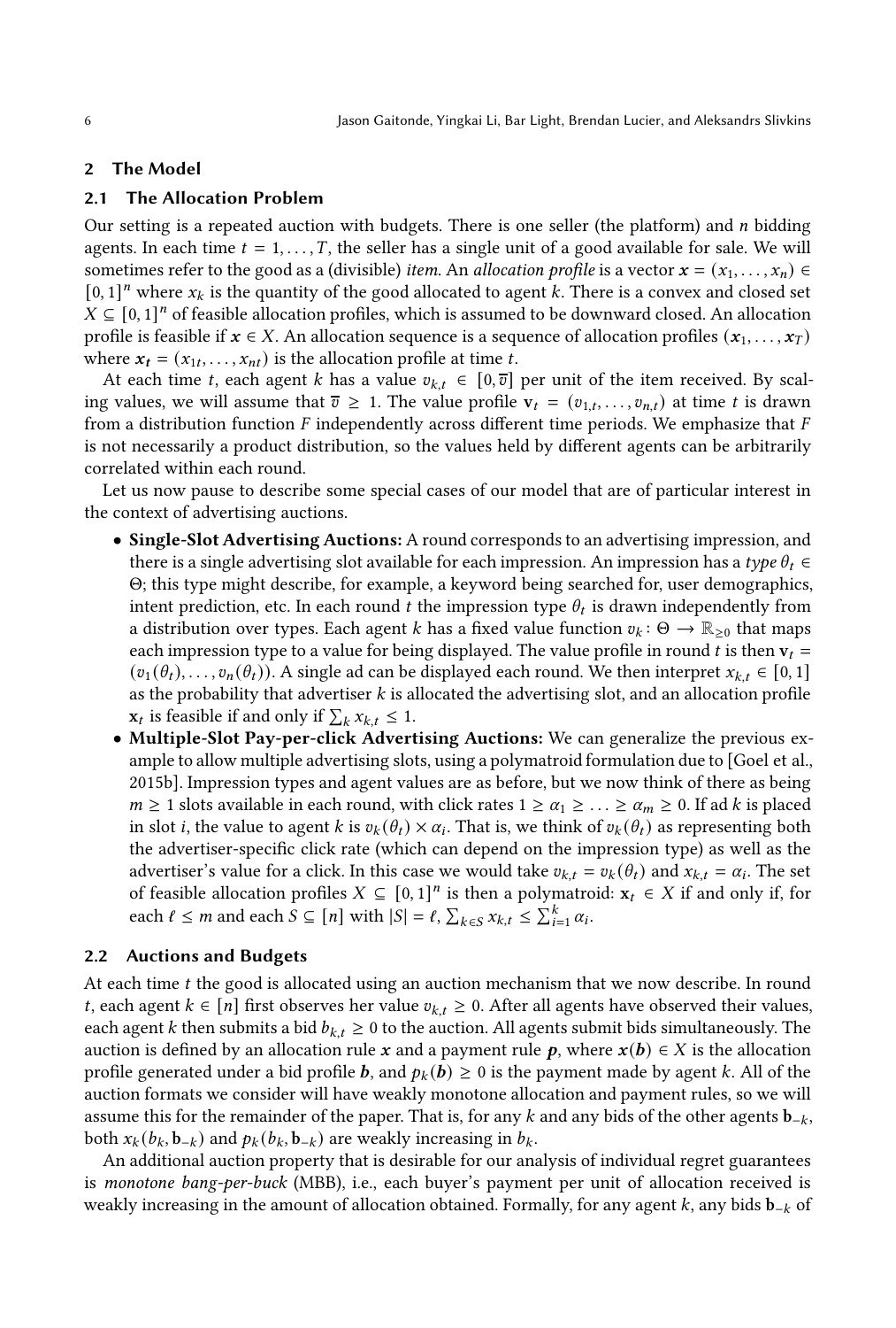## 2 The Model

### 2.1 The Allocation Problem

Our setting is a repeated auction with budgets. There is one seller (the platform) and $n$ bidding agents. In each time $t = 1, \ldots, T$, the seller has a single unit of a good available for sale. We will sometimes refer to the good as a (divisible) *item*. An *allocation profile* is a vector $\boldsymbol{x} = (x_1, \ldots, x_n) \in [0, 1]^n$ where $x_k$ is the quantity of the good allocated to agent $k$. There is a convex and closed set $X \subseteq [0, 1]^n$ of feasible allocation profiles, which is assumed to be downward closed. An allocation profile is feasible if $\boldsymbol{x} \in X$. An allocation sequence is a sequence of allocation profiles $(\boldsymbol{x}_1, \ldots, \boldsymbol{x}_T)$ where $\boldsymbol{x}_t = (x_{1t}, \ldots, x_{nt})$ is the allocation profile at time $t$.

At each time $t$, each agent $k$ has a value $v_{k,t} \in [0, \overline{v}]$ per unit of the item received. By scaling values, we will assume that $\overline{v} \geq 1$. The value profile $\mathbf{v}_t = (v_{1,t}, \ldots, v_{n,t})$ at time $t$ is drawn from a distribution function $F$ independently across different time periods. We emphasize that $F$ is not necessarily a product distribution, so the values held by different agents can be arbitrarily correlated within each round.

Let us now pause to describe some special cases of our model that are of particular interest in the context of advertising auctions.

- **Single-Slot Advertising Auctions:** A round corresponds to an advertising impression, and there is a single advertising slot available for each impression. An impression has a *type* $\theta_t \in \Theta$; this type might describe, for example, a keyword being searched for, user demographics, intent prediction, etc. In each round $t$ the impression type $\theta_t$ is drawn independently from a distribution over types. Each agent $k$ has a fixed value function $v_k : \Theta \to \mathbb{R}_{\geq 0}$ that maps each impression type to a value for being displayed. The value profile in round $t$ is then $\mathbf{v}_t = (v_1(\theta_t), \ldots, v_n(\theta_t))$. A single ad can be displayed each round. We then interpret $x_{k,t} \in [0, 1]$ as the probability that advertiser $k$ is allocated the advertising slot, and an allocation profile $\mathbf{x}_t$ is feasible if and only if $\sum_k x_{k,t} \leq 1$.
- **Multiple-Slot Pay-per-click Advertising Auctions:** We can generalize the previous example to allow multiple advertising slots, using a polymatroid formulation due to [Goel et al., 2015b]. Impression types and agent values are as before, but we now think of there as being $m \geq 1$ slots available in each round, with click rates $1 \geq \alpha_1 \geq \ldots \geq \alpha_m \geq 0$. If ad $k$ is placed in slot $i$, the value to agent $k$ is $v_k(\theta_t) \times \alpha_i$. That is, we think of $v_k(\theta_t)$ as representing both the advertiser-specific click rate (which can depend on the impression type) as well as the advertiser's value for a click. In this case we would take $v_{k,t} = v_k(\theta_t)$ and $x_{k,t} = \alpha_i$. The set of feasible allocation profiles $X \subseteq [0, 1]^n$ is then a polymatroid: $\mathbf{x}_t \in X$ if and only if, for each $\ell \leq m$ and each $S \subseteq [n]$ with $|S| = \ell$, $\sum_{k \in S} x_{k,t} \leq \sum_{i=1}^{k} \alpha_i$.

### 2.2 Auctions and Budgets

At each time $t$ the good is allocated using an auction mechanism that we now describe. In round $t$, each agent $k \in [n]$ first observes her value $v_{k,t} \geq 0$. After all agents have observed their values, each agent $k$ then submits a bid $b_{k,t} \geq 0$ to the auction. All agents submit bids simultaneously. The auction is defined by an allocation rule $\boldsymbol{x}$ and a payment rule $\boldsymbol{p}$, where $\boldsymbol{x}(\boldsymbol{b}) \in X$ is the allocation profile generated under a bid profile $\boldsymbol{b}$, and $p_k(\boldsymbol{b}) \geq 0$ is the payment made by agent $k$. All of the auction formats we consider will have weakly monotone allocation and payment rules, so we will assume this for the remainder of the paper. That is, for any $k$ and any bids of the other agents $\mathbf{b}_{-k}$, both $x_k(b_k, \mathbf{b}_{-k})$ and $p_k(b_k, \mathbf{b}_{-k})$ are weakly increasing in $b_k$.

An additional auction property that is desirable for our analysis of individual regret guarantees is *monotone bang-per-buck* (MBB), i.e., each buyer's payment per unit of allocation received is weakly increasing in the amount of allocation obtained. Formally, for any agent $k$, any bids $\mathbf{b}_{-k}$ of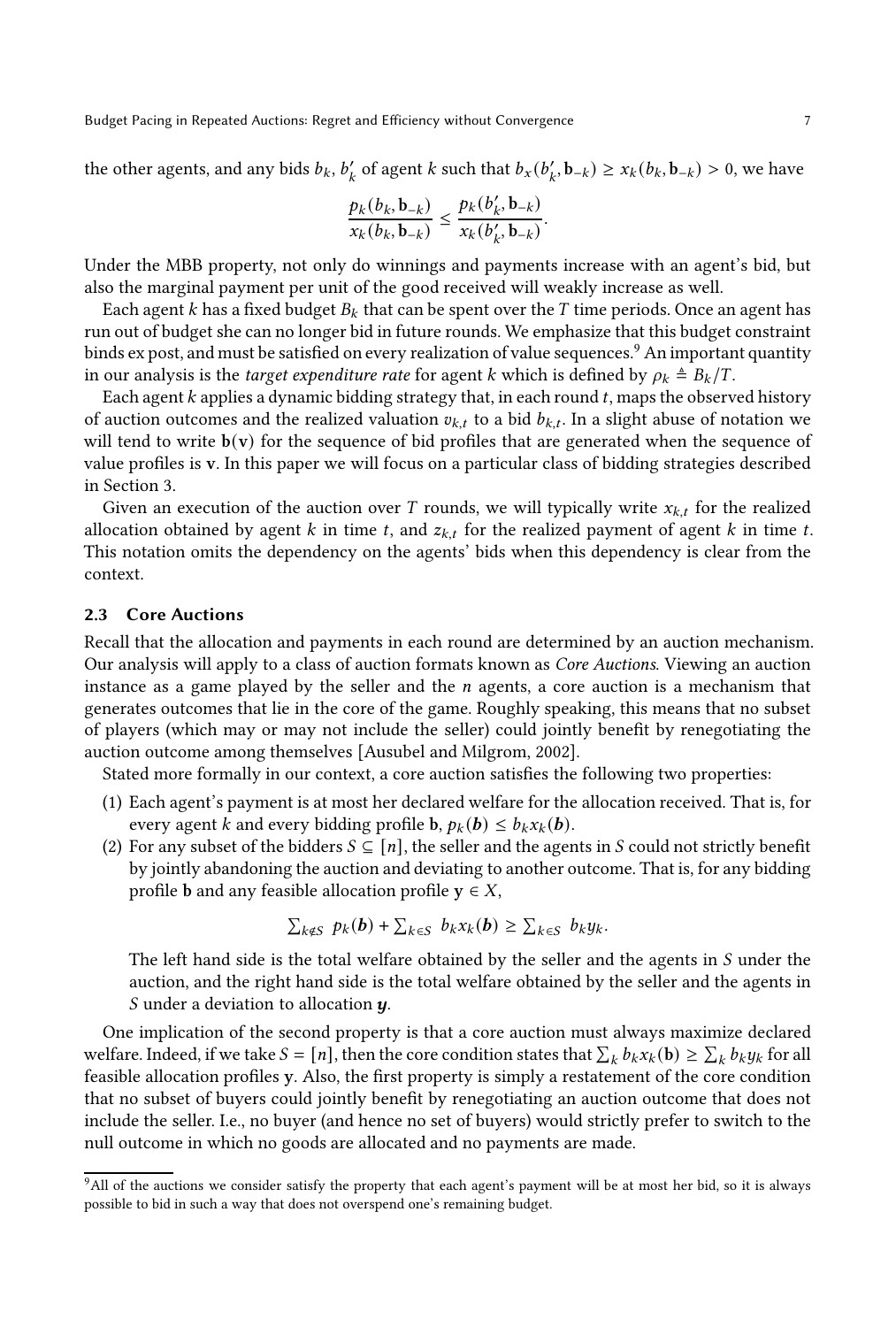the other agents, and any bids $b_k, b'_k$ of agent $k$ such that $b_x(b'_k, \mathbf{b}_{-k}) \geq x_k(b_k, \mathbf{b}_{-k}) > 0$, we have

$$\frac{p_k(b_k, \mathbf{b}_{-k})}{x_k(b_k, \mathbf{b}_{-k})} \leq \frac{p_k(b'_k, \mathbf{b}_{-k})}{x_k(b'_k, \mathbf{b}_{-k})}.$$

Under the MBB property, not only do winnings and payments increase with an agent's bid, but also the marginal payment per unit of the good received will weakly increase as well.

Each agent $k$ has a fixed budget $B_k$ that can be spent over the $T$ time periods. Once an agent has run out of budget she can no longer bid in future rounds. We emphasize that this budget constraint binds ex post, and must be satisfied on every realization of value sequences.[9] An important quantity in our analysis is the *target expenditure rate* for agent $k$ which is defined by $\rho_k \triangleq B_k/T$.

Each agent $k$ applies a dynamic bidding strategy that, in each round $t$, maps the observed history of auction outcomes and the realized valuation $v_{k,t}$ to a bid $b_{k,t}$. In a slight abuse of notation we will tend to write $\mathbf{b}(\mathbf{v})$ for the sequence of bid profiles that are generated when the sequence of value profiles is $\mathbf{v}$. In this paper we will focus on a particular class of bidding strategies described in Section 3.

Given an execution of the auction over $T$ rounds, we will typically write $x_{k,t}$ for the realized allocation obtained by agent $k$ in time $t$, and $z_{k,t}$ for the realized payment of agent $k$ in time $t$. This notation omits the dependency on the agents' bids when this dependency is clear from the context.

### 2.3 Core Auctions

Recall that the allocation and payments in each round are determined by an auction mechanism. Our analysis will apply to a class of auction formats known as *Core Auctions*. Viewing an auction instance as a game played by the seller and the $n$ agents, a core auction is a mechanism that generates outcomes that lie in the core of the game. Roughly speaking, this means that no subset of players (which may or may not include the seller) could jointly benefit by renegotiating the auction outcome among themselves [Ausubel and Milgrom, 2002].

Stated more formally in our context, a core auction satisfies the following two properties:

1. Each agent's payment is at most her declared welfare for the allocation received. That is, for every agent $k$ and every bidding profile $\mathbf{b}$, $p_k(\boldsymbol{b}) \leq b_k x_k(\boldsymbol{b})$.
2. For any subset of the bidders $S \subseteq [n]$, the seller and the agents in $S$ could not strictly benefit by jointly abandoning the auction and deviating to another outcome. That is, for any bidding profile $\mathbf{b}$ and any feasible allocation profile $\mathbf{y} \in X$,

$$\textstyle\sum_{k \notin S} p_k(\boldsymbol{b}) + \sum_{k \in S} b_k x_k(\boldsymbol{b}) \geq \sum_{k \in S} b_k y_k.$$

   The left hand side is the total welfare obtained by the seller and the agents in $S$ under the auction, and the right hand side is the total welfare obtained by the seller and the agents in $S$ under a deviation to allocation $\boldsymbol{y}$.

One implication of the second property is that a core auction must always maximize declared welfare. Indeed, if we take $S = [n]$, then the core condition states that $\sum_k b_k x_k(\mathbf{b}) \geq \sum_k b_k y_k$ for all feasible allocation profiles $\mathbf{y}$. Also, the first property is simply a restatement of the core condition that no subset of buyers could jointly benefit by renegotiating an auction outcome that does not include the seller. I.e., no buyer (and hence no set of buyers) would strictly prefer to switch to the null outcome in which no goods are allocated and no payments are made.

[9] All of the auctions we consider satisfy the property that each agent's payment will be at most her bid, so it is always possible to bid in such a way that does not overspend one's remaining budget.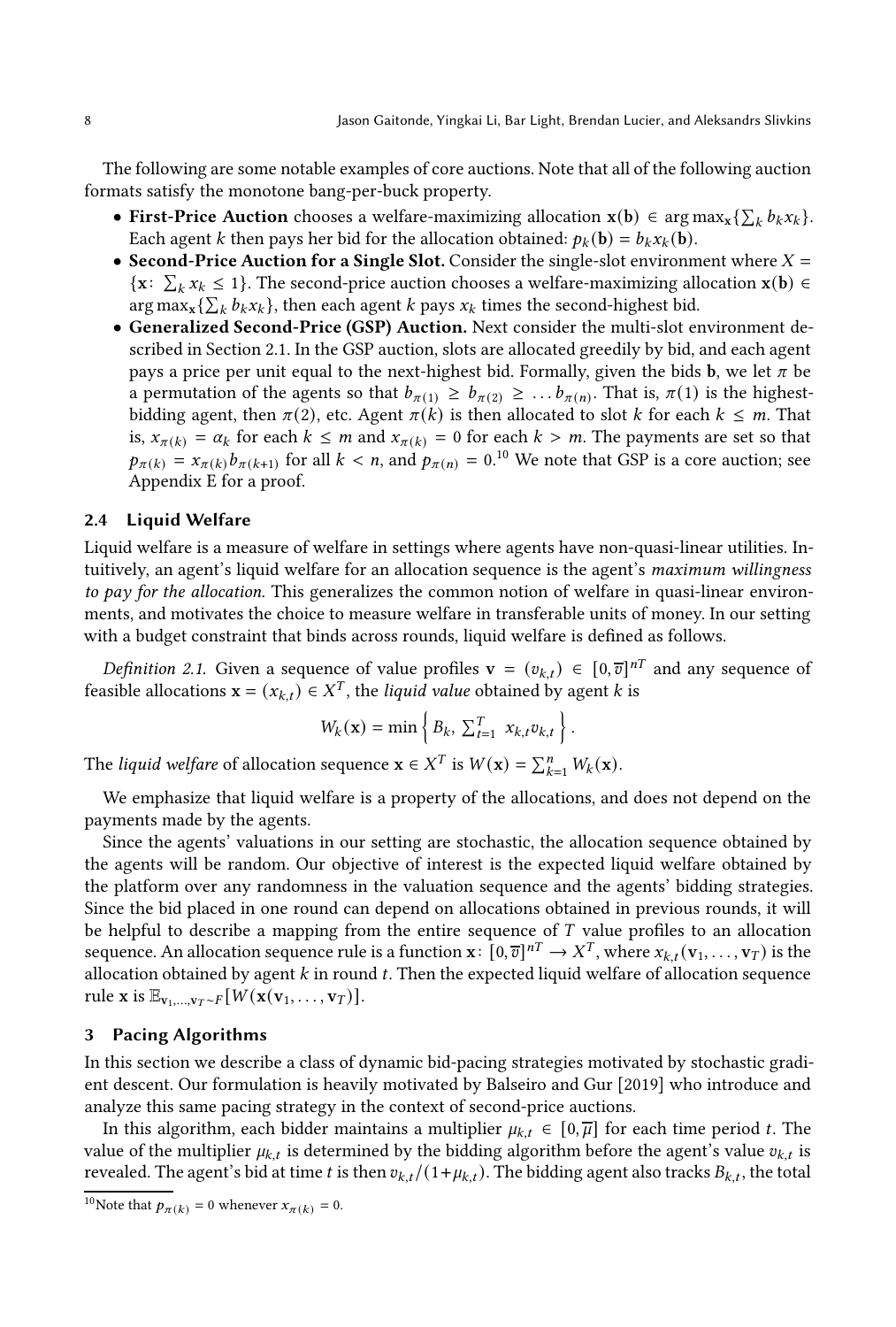The following are some notable examples of core auctions. Note that all of the following auction formats satisfy the monotone bang-per-buck property.

- **First-Price Auction** chooses a welfare-maximizing allocation $\mathbf{x}(\mathbf{b}) \in \arg\max_{\mathbf{x}}\{\sum_k b_k x_k\}$. Each agent $k$ then pays her bid for the allocation obtained: $p_k(\mathbf{b}) = b_k x_k(\mathbf{b})$.
- **Second-Price Auction for a Single Slot.** Consider the single-slot environment where $X = \{\mathbf{x}\colon \sum_k x_k \leq 1\}$. The second-price auction chooses a welfare-maximizing allocation $\mathbf{x}(\mathbf{b}) \in \arg\max_{\mathbf{x}}\{\sum_k b_k x_k\}$, then each agent $k$ pays $x_k$ times the second-highest bid.
- **Generalized Second-Price (GSP) Auction.** Next consider the multi-slot environment described in Section 2.1. In the GSP auction, slots are allocated greedily by bid, and each agent pays a price per unit equal to the next-highest bid. Formally, given the bids $\mathbf{b}$, we let $\pi$ be a permutation of the agents so that $b_{\pi(1)} \geq b_{\pi(2)} \geq \dots b_{\pi(n)}$. That is, $\pi(1)$ is the highest-bidding agent, then $\pi(2)$, etc. Agent $\pi(k)$ is then allocated to slot $k$ for each $k \leq m$. That is, $x_{\pi(k)} = \alpha_k$ for each $k \leq m$ and $x_{\pi(k)} = 0$ for each $k > m$. The payments are set so that $p_{\pi(k)} = x_{\pi(k)} b_{\pi(k+1)}$ for all $k < n$, and $p_{\pi(n)} = 0$.[10] We note that GSP is a core auction; see Appendix E for a proof.

## 2.4 Liquid Welfare

Liquid welfare is a measure of welfare in settings where agents have non-quasi-linear utilities. Intuitively, an agent's liquid welfare for an allocation sequence is the agent's *maximum willingness to pay for the allocation.* This generalizes the common notion of welfare in quasi-linear environments, and motivates the choice to measure welfare in transferable units of money. In our setting with a budget constraint that binds across rounds, liquid welfare is defined as follows.

*Definition 2.1.* Given a sequence of value profiles $\mathbf{v} = (v_{k,t}) \in [0, \overline{v}]^{nT}$ and any sequence of feasible allocations $\mathbf{x} = (x_{k,t}) \in X^T$, the *liquid value* obtained by agent $k$ is

$$W_k(\mathbf{x}) = \min\left\{ B_k,\ \sum_{t=1}^{T} x_{k,t} v_{k,t} \right\}.$$

The *liquid welfare* of allocation sequence $\mathbf{x} \in X^T$ is $W(\mathbf{x}) = \sum_{k=1}^{n} W_k(\mathbf{x})$.

We emphasize that liquid welfare is a property of the allocations, and does not depend on the payments made by the agents.

Since the agents' valuations in our setting are stochastic, the allocation sequence obtained by the agents will be random. Our objective of interest is the expected liquid welfare obtained by the platform over any randomness in the valuation sequence and the agents' bidding strategies. Since the bid placed in one round can depend on allocations obtained in previous rounds, it will be helpful to describe a mapping from the entire sequence of $T$ value profiles to an allocation sequence. An allocation sequence rule is a function $\mathbf{x}\colon [0, \overline{v}]^{nT} \to X^T$, where $x_{k,t}(\mathbf{v}_1, \dots, \mathbf{v}_T)$ is the allocation obtained by agent $k$ in round $t$. Then the expected liquid welfare of allocation sequence rule $\mathbf{x}$ is $\mathbb{E}_{\mathbf{v}_1,\dots,\mathbf{v}_T \sim F}[W(\mathbf{x}(\mathbf{v}_1, \dots, \mathbf{v}_T)]$.

# 3 Pacing Algorithms

In this section we describe a class of dynamic bid-pacing strategies motivated by stochastic gradient descent. Our formulation is heavily motivated by Balseiro and Gur [2019] who introduce and analyze this same pacing strategy in the context of second-price auctions.

In this algorithm, each bidder maintains a multiplier $\mu_{k,t} \in [0, \overline{\mu}]$ for each time period $t$. The value of the multiplier $\mu_{k,t}$ is determined by the bidding algorithm before the agent's value $v_{k,t}$ is revealed. The agent's bid at time $t$ is then $v_{k,t}/(1+\mu_{k,t})$. The bidding agent also tracks $B_{k,t}$, the total

[10] Note that $p_{\pi(k)} = 0$ whenever $x_{\pi(k)} = 0$.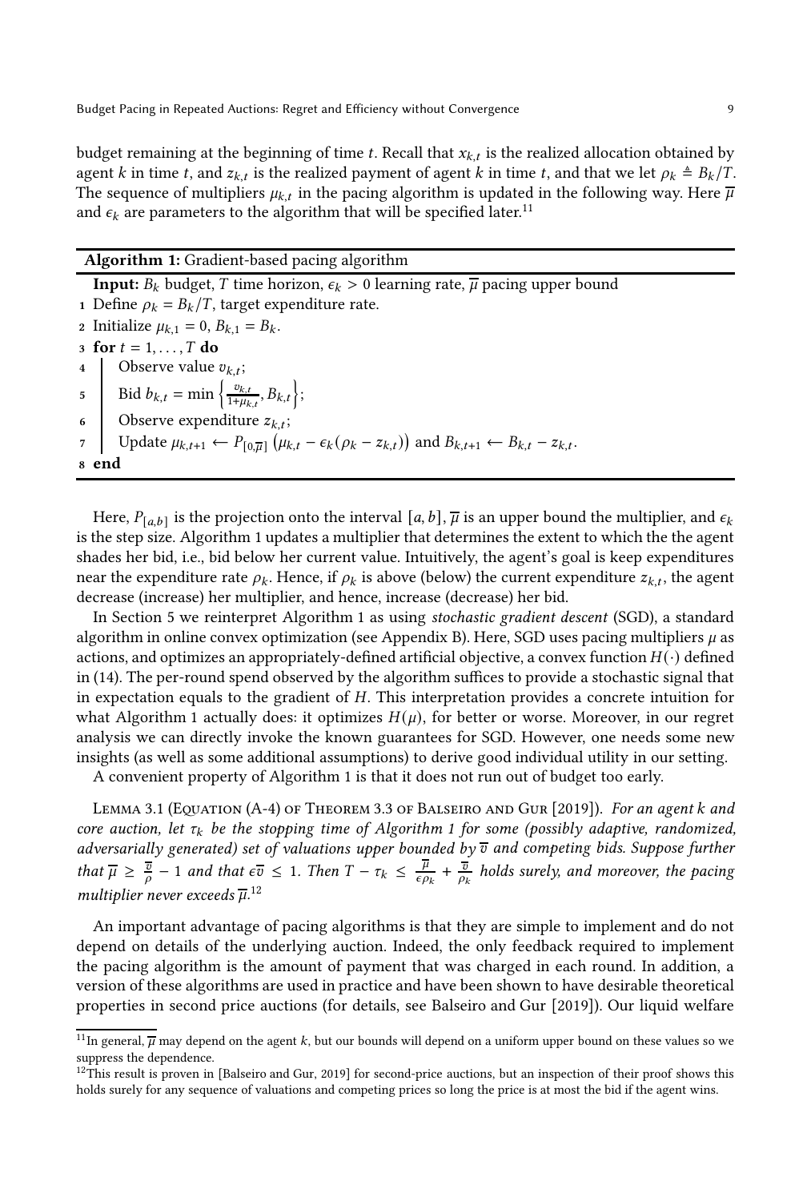budget remaining at the beginning of time $t$. Recall that $x_{k,t}$ is the realized allocation obtained by agent $k$ in time $t$, and $z_{k,t}$ is the realized payment of agent $k$ in time $t$, and that we let $\rho_k \triangleq B_k/T$. The sequence of multipliers $\mu_{k,t}$ in the pacing algorithm is updated in the following way. Here $\overline{\mu}$ and $\epsilon_k$ are parameters to the algorithm that will be specified later.[11]

---

**Algorithm 1:** Gradient-based pacing algorithm

**Input:** $B_k$ budget, $T$ time horizon, $\epsilon_k > 0$ learning rate, $\overline{\mu}$ pacing upper bound

1. Define $\rho_k = B_k/T$, target expenditure rate.
2. Initialize $\mu_{k,1} = 0$, $B_{k,1} = B_k$.
3. **for** $t = 1, \ldots, T$ **do**
4. $\quad$ Observe value $v_{k,t}$;
5. $\quad$ Bid $b_{k,t} = \min\left\{\frac{v_{k,t}}{1+\mu_{k,t}}, B_{k,t}\right\}$;
6. $\quad$ Observe expenditure $z_{k,t}$;
7. $\quad$ Update $\mu_{k,t+1} \leftarrow P_{[0,\overline{\mu}]}\left(\mu_{k,t} - \epsilon_k(\rho_k - z_{k,t})\right)$ and $B_{k,t+1} \leftarrow B_{k,t} - z_{k,t}$.
8. **end**

---

Here, $P_{[a,b]}$ is the projection onto the interval $[a, b]$, $\overline{\mu}$ is an upper bound the multiplier, and $\epsilon_k$ is the step size. Algorithm 1 updates a multiplier that determines the extent to which the the agent shades her bid, i.e., bid below her current value. Intuitively, the agent's goal is keep expenditures near the expenditure rate $\rho_k$. Hence, if $\rho_k$ is above (below) the current expenditure $z_{k,t}$, the agent decrease (increase) her multiplier, and hence, increase (decrease) her bid.

In Section 5 we reinterpret Algorithm 1 as using *stochastic gradient descent* (SGD), a standard algorithm in online convex optimization (see Appendix B). Here, SGD uses pacing multipliers $\mu$ as actions, and optimizes an appropriately-defined artificial objective, a convex function $H(\cdot)$ defined in (14). The per-round spend observed by the algorithm suffices to provide a stochastic signal that in expectation equals to the gradient of $H$. This interpretation provides a concrete intuition for what Algorithm 1 actually does: it optimizes $H(\mu)$, for better or worse. Moreover, in our regret analysis we can directly invoke the known guarantees for SGD. However, one needs some new insights (as well as some additional assumptions) to derive good individual utility in our setting.

A convenient property of Algorithm 1 is that it does not run out of budget too early.

Lemma 3.1 (Equation (A-4) of Theorem 3.3 of Balseiro and Gur [2019]). *For an agent $k$ and core auction, let $\tau_k$ be the stopping time of Algorithm 1 for some (possibly adaptive, randomized, adversarially generated) set of valuations upper bounded by $\overline{v}$ and competing bids. Suppose further that $\overline{\mu} \geq \frac{\overline{v}}{\rho} - 1$ and that $\epsilon\overline{v} \leq 1$. Then $T - \tau_k \leq \frac{\overline{\mu}}{\epsilon\rho_k} + \frac{\overline{v}}{\rho_k}$ holds surely, and moreover, the pacing multiplier never exceeds $\overline{\mu}$.*[12]

An important advantage of pacing algorithms is that they are simple to implement and do not depend on details of the underlying auction. Indeed, the only feedback required to implement the pacing algorithm is the amount of payment that was charged in each round. In addition, a version of these algorithms are used in practice and have been shown to have desirable theoretical properties in second price auctions (for details, see Balseiro and Gur [2019]). Our liquid welfare

---

[11] In general, $\overline{\mu}$ may depend on the agent $k$, but our bounds will depend on a uniform upper bound on these values so we suppress the dependence.

[12] This result is proven in [Balseiro and Gur, 2019] for second-price auctions, but an inspection of their proof shows this holds surely for any sequence of valuations and competing prices so long the price is at most the bid if the agent wins.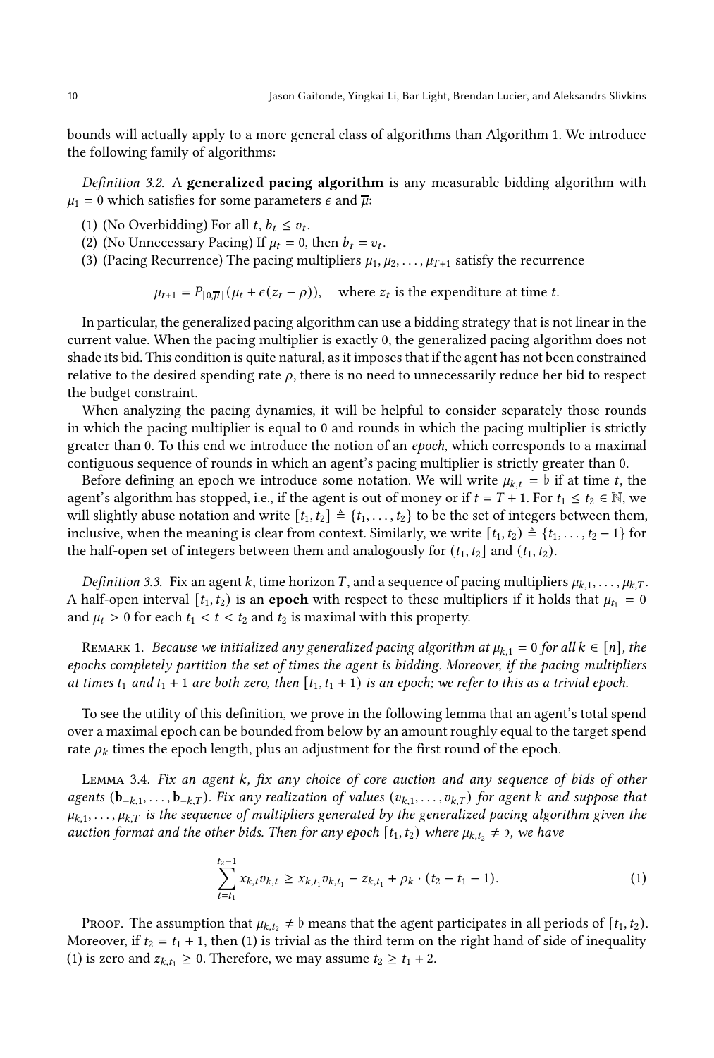bounds will actually apply to a more general class of algorithms than Algorithm 1. We introduce the following family of algorithms:

*Definition 3.2.* A **generalized pacing algorithm** is any measurable bidding algorithm with $\mu_1 = 0$ which satisfies for some parameters $\epsilon$ and $\overline{\mu}$:

(1) (No Overbidding) For all $t$, $b_t \leq v_t$.
(2) (No Unnecessary Pacing) If $\mu_t = 0$, then $b_t = v_t$.
(3) (Pacing Recurrence) The pacing multipliers $\mu_1, \mu_2, \ldots, \mu_{T+1}$ satisfy the recurrence

$$\mu_{t+1} = P_{[0,\overline{\mu}]}(\mu_t + \epsilon(z_t - \rho)), \quad \text{where } z_t \text{ is the expenditure at time } t.$$

In particular, the generalized pacing algorithm can use a bidding strategy that is not linear in the current value. When the pacing multiplier is exactly 0, the generalized pacing algorithm does not shade its bid. This condition is quite natural, as it imposes that if the agent has not been constrained relative to the desired spending rate $\rho$, there is no need to unnecessarily reduce her bid to respect the budget constraint.

When analyzing the pacing dynamics, it will be helpful to consider separately those rounds in which the pacing multiplier is equal to 0 and rounds in which the pacing multiplier is strictly greater than 0. To this end we introduce the notion of an *epoch*, which corresponds to a maximal contiguous sequence of rounds in which an agent's pacing multiplier is strictly greater than 0.

Before defining an epoch we introduce some notation. We will write $\mu_{k,t} = \flat$ if at time $t$, the agent's algorithm has stopped, i.e., if the agent is out of money or if $t = T + 1$. For $t_1 \leq t_2 \in \mathbb{N}$, we will slightly abuse notation and write $[t_1, t_2] \triangleq \{t_1, \ldots, t_2\}$ to be the set of integers between them, inclusive, when the meaning is clear from context. Similarly, we write $[t_1, t_2) \triangleq \{t_1, \ldots, t_2 - 1\}$ for the half-open set of integers between them and analogously for $(t_1, t_2]$ and $(t_1, t_2)$.

*Definition 3.3.* Fix an agent $k$, time horizon $T$, and a sequence of pacing multipliers $\mu_{k,1}, \ldots, \mu_{k,T}$. A half-open interval $[t_1, t_2)$ is an **epoch** with respect to these multipliers if it holds that $\mu_{t_1} = 0$ and $\mu_t > 0$ for each $t_1 < t < t_2$ and $t_2$ is maximal with this property.

Remark 1. *Because we initialized any generalized pacing algorithm at $\mu_{k,1} = 0$ for all $k \in [n]$, the epochs completely partition the set of times the agent is bidding. Moreover, if the pacing multipliers at times $t_1$ and $t_1 + 1$ are both zero, then $[t_1, t_1 + 1)$ is an epoch; we refer to this as a trivial epoch.*

To see the utility of this definition, we prove in the following lemma that an agent's total spend over a maximal epoch can be bounded from below by an amount roughly equal to the target spend rate $\rho_k$ times the epoch length, plus an adjustment for the first round of the epoch.

Lemma 3.4. *Fix an agent $k$, fix any choice of core auction and any sequence of bids of other agents $(\mathbf{b}_{-k,1}, \ldots, \mathbf{b}_{-k,T})$. Fix any realization of values $(v_{k,1}, \ldots, v_{k,T})$ for agent $k$ and suppose that $\mu_{k,1}, \ldots, \mu_{k,T}$ is the sequence of multipliers generated by the generalized pacing algorithm given the auction format and the other bids. Then for any epoch $[t_1, t_2)$ where $\mu_{k,t_2} \neq \flat$, we have*

$$\sum_{t=t_1}^{t_2-1} x_{k,t} v_{k,t} \geq x_{k,t_1} v_{k,t_1} - z_{k,t_1} + \rho_k \cdot (t_2 - t_1 - 1). \tag{1}$$

Proof. The assumption that $\mu_{k,t_2} \neq \flat$ means that the agent participates in all periods of $[t_1, t_2)$. Moreover, if $t_2 = t_1 + 1$, then (1) is trivial as the third term on the right hand of side of inequality (1) is zero and $z_{k,t_1} \geq 0$. Therefore, we may assume $t_2 \geq t_1 + 2$.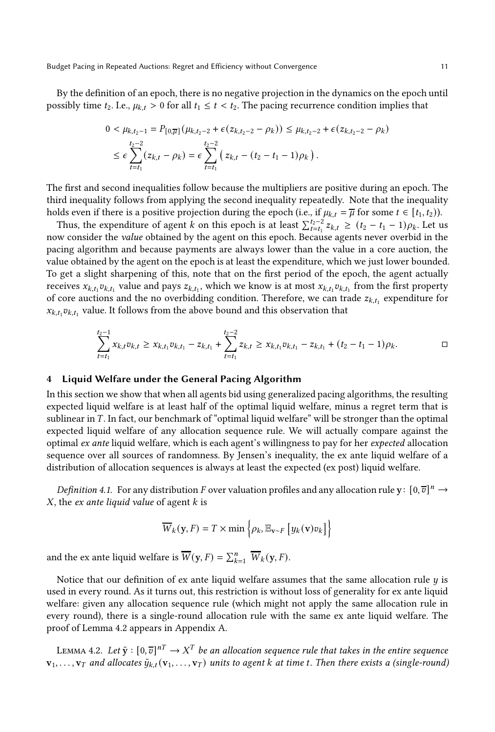By the definition of an epoch, there is no negative projection in the dynamics on the epoch until possibly time $t_2$. I.e., $\mu_{k,t} > 0$ for all $t_1 \leq t < t_2$. The pacing recurrence condition implies that

$$0 < \mu_{k,t_2-1} = P_{[0,\overline{\mu}]}(\mu_{k,t_2-2} + \epsilon(z_{k,t_2-2} - \rho_k)) \leq \mu_{k,t_2-2} + \epsilon(z_{k,t_2-2} - \rho_k)$$
$$\leq \epsilon \sum_{t=t_1}^{t_2-2}(z_{k,t} - \rho_k) = \epsilon \sum_{t=t_1}^{t_2-2}\left( z_{k,t} - (t_2 - t_1 - 1)\rho_k \right).$$

The first and second inequalities follow because the multipliers are positive during an epoch. The third inequality follows from applying the second inequality repeatedly. Note that the inequality holds even if there is a positive projection during the epoch (i.e., if $\mu_{k,t} = \overline{\mu}$ for some $t \in [t_1, t_2)$).

Thus, the expenditure of agent $k$ on this epoch is at least $\sum_{t=t_1}^{t_2-2} z_{k,t} \geq (t_2 - t_1 - 1)\rho_k$. Let us now consider the *value* obtained by the agent on this epoch. Because agents never overbid in the pacing algorithm and because payments are always lower than the value in a core auction, the value obtained by the agent on the epoch is at least the expenditure, which we just lower bounded. To get a slight sharpening of this, note that on the first period of the epoch, the agent actually receives $x_{k,t_1}v_{k,t_1}$ value and pays $z_{k,t_1}$, which we know is at most $x_{k,t_1}v_{k,t_1}$ from the first property of core auctions and the no overbidding condition. Therefore, we can trade $z_{k,t_1}$ expenditure for $x_{k,t_1}v_{k,t_1}$ value. It follows from the above bound and this observation that

$$\sum_{t=t_1}^{t_2-1} x_{k,t}v_{k,t} \geq x_{k,t_1}v_{k,t_1} - z_{k,t_1} + \sum_{t=t_1}^{t_2-2} z_{k,t} \geq x_{k,t_1}v_{k,t_1} - z_{k,t_1} + (t_2 - t_1 - 1)\rho_k. \qquad \square$$

## 4 Liquid Welfare under the General Pacing Algorithm

In this section we show that when all agents bid using generalized pacing algorithms, the resulting expected liquid welfare is at least half of the optimal liquid welfare, minus a regret term that is sublinear in $T$. In fact, our benchmark of "optimal liquid welfare" will be stronger than the optimal expected liquid welfare of any allocation sequence rule. We will actually compare against the optimal *ex ante* liquid welfare, which is each agent's willingness to pay for her *expected* allocation sequence over all sources of randomness. By Jensen's inequality, the ex ante liquid welfare of a distribution of allocation sequences is always at least the expected (ex post) liquid welfare.

*Definition 4.1.* For any distribution $F$ over valuation profiles and any allocation rule $\mathbf{y}\colon [0, \overline{v}]^n \to X$, the *ex ante liquid value* of agent $k$ is

$$\overline{W}_k(\mathbf{y}, F) = T \times \min\left\{\rho_k, \mathbb{E}_{\mathbf{v}\sim F}\left[y_k(\mathbf{v})v_k\right]\right\}$$

and the ex ante liquid welfare is $\overline{W}(\mathbf{y}, F) = \sum_{k=1}^{n} \overline{W}_k(\mathbf{y}, F)$.

Notice that our definition of ex ante liquid welfare assumes that the same allocation rule $y$ is used in every round. As it turns out, this restriction is without loss of generality for ex ante liquid welfare: given any allocation sequence rule (which might not apply the same allocation rule in every round), there is a single-round allocation rule with the same ex ante liquid welfare. The proof of Lemma 4.2 appears in Appendix A.

Lemma 4.2. *Let $\tilde{\mathbf{y}} : [0, \overline{v}]^{nT} \to X^T$ be an allocation sequence rule that takes in the entire sequence $\mathbf{v}_1, \ldots, \mathbf{v}_T$ and allocates $\tilde{y}_{k,t}(\mathbf{v}_1, \ldots, \mathbf{v}_T)$ units to agent $k$ at time $t$. Then there exists a (single-round)*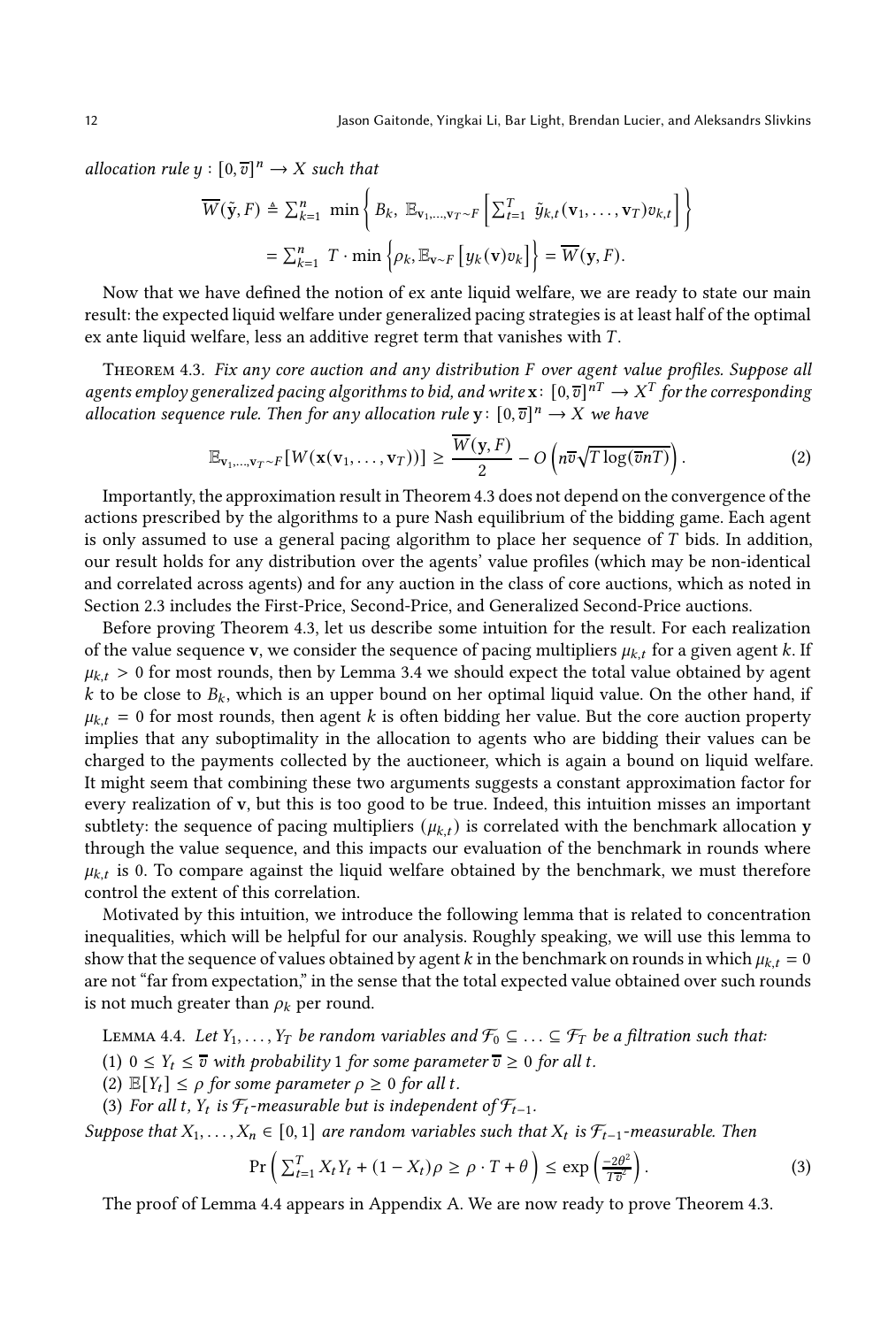*allocation rule $y : [0, \overline{v}]^n \to X$ such that*

$$\overline{W}(\tilde{\mathbf{y}}, F) \triangleq \textstyle\sum_{k=1}^{n} \min\left\{ B_k,\ \mathbb{E}_{\mathbf{v}_1,\ldots,\mathbf{v}_T \sim F}\left[ \sum_{t=1}^{T} \tilde{y}_{k,t}(\mathbf{v}_1, \ldots, \mathbf{v}_T) v_{k,t} \right] \right\}$$

$$= \textstyle\sum_{k=1}^{n} T \cdot \min\left\{ \rho_k, \mathbb{E}_{\mathbf{v} \sim F}\left[ y_k(\mathbf{v}) v_k \right] \right\} = \overline{W}(\mathbf{y}, F).$$

Now that we have defined the notion of ex ante liquid welfare, we are ready to state our main result: the expected liquid welfare under generalized pacing strategies is at least half of the optimal ex ante liquid welfare, less an additive regret term that vanishes with $T$.

Theorem 4.3. *Fix any core auction and any distribution $F$ over agent value profiles. Suppose all agents employ generalized pacing algorithms to bid, and write $\mathbf{x} \colon [0, \overline{v}]^{nT} \to X^T$ for the corresponding allocation sequence rule. Then for any allocation rule $\mathbf{y} \colon [0, \overline{v}]^n \to X$ we have*

$$\mathbb{E}_{\mathbf{v}_1,\ldots,\mathbf{v}_T \sim F}[W(\mathbf{x}(\mathbf{v}_1, \ldots, \mathbf{v}_T))] \geq \frac{\overline{W}(\mathbf{y}, F)}{2} - O\left( n\overline{v}\sqrt{T \log(\overline{v}nT)} \right). \tag{2}$$

Importantly, the approximation result in Theorem 4.3 does not depend on the convergence of the actions prescribed by the algorithms to a pure Nash equilibrium of the bidding game. Each agent is only assumed to use a general pacing algorithm to place her sequence of $T$ bids. In addition, our result holds for any distribution over the agents' value profiles (which may be non-identical and correlated across agents) and for any auction in the class of core auctions, which as noted in Section 2.3 includes the First-Price, Second-Price, and Generalized Second-Price auctions.

Before proving Theorem 4.3, let us describe some intuition for the result. For each realization of the value sequence $\mathbf{v}$, we consider the sequence of pacing multipliers $\mu_{k,t}$ for a given agent $k$. If $\mu_{k,t} > 0$ for most rounds, then by Lemma 3.4 we should expect the total value obtained by agent $k$ to be close to $B_k$, which is an upper bound on her optimal liquid value. On the other hand, if $\mu_{k,t} = 0$ for most rounds, then agent $k$ is often bidding her value. But the core auction property implies that any suboptimality in the allocation to agents who are bidding their values can be charged to the payments collected by the auctioneer, which is again a bound on liquid welfare. It might seem that combining these two arguments suggests a constant approximation factor for every realization of $\mathbf{v}$, but this is too good to be true. Indeed, this intuition misses an important subtlety: the sequence of pacing multipliers $(\mu_{k,t})$ is correlated with the benchmark allocation $\mathbf{y}$ through the value sequence, and this impacts our evaluation of the benchmark in rounds where $\mu_{k,t}$ is 0. To compare against the liquid welfare obtained by the benchmark, we must therefore control the extent of this correlation.

Motivated by this intuition, we introduce the following lemma that is related to concentration inequalities, which will be helpful for our analysis. Roughly speaking, we will use this lemma to show that the sequence of values obtained by agent $k$ in the benchmark on rounds in which $\mu_{k,t} = 0$ are not "far from expectation," in the sense that the total expected value obtained over such rounds is not much greater than $\rho_k$ per round.

Lemma 4.4. *Let $Y_1, \ldots, Y_T$ be random variables and $\mathcal{F}_0 \subseteq \ldots \subseteq \mathcal{F}_T$ be a filtration such that:*

*(1) $0 \leq Y_t \leq \overline{v}$ with probability 1 for some parameter $\overline{v} \geq 0$ for all $t$.*

*(2) $\mathbb{E}[Y_t] \leq \rho$ for some parameter $\rho \geq 0$ for all $t$.*

*(3) For all $t$, $Y_t$ is $\mathcal{F}_t$-measurable but is independent of $\mathcal{F}_{t-1}$.*

*Suppose that $X_1, \ldots, X_n \in [0, 1]$ are random variables such that $X_t$ is $\mathcal{F}_{t-1}$-measurable. Then*

$$\Pr\left( \textstyle\sum_{t=1}^{T} X_t Y_t + (1 - X_t)\rho \geq \rho \cdot T + \theta \right) \leq \exp\left( \frac{-2\theta^2}{T\overline{v}^2} \right). \tag{3}$$

The proof of Lemma 4.4 appears in Appendix A. We are now ready to prove Theorem 4.3.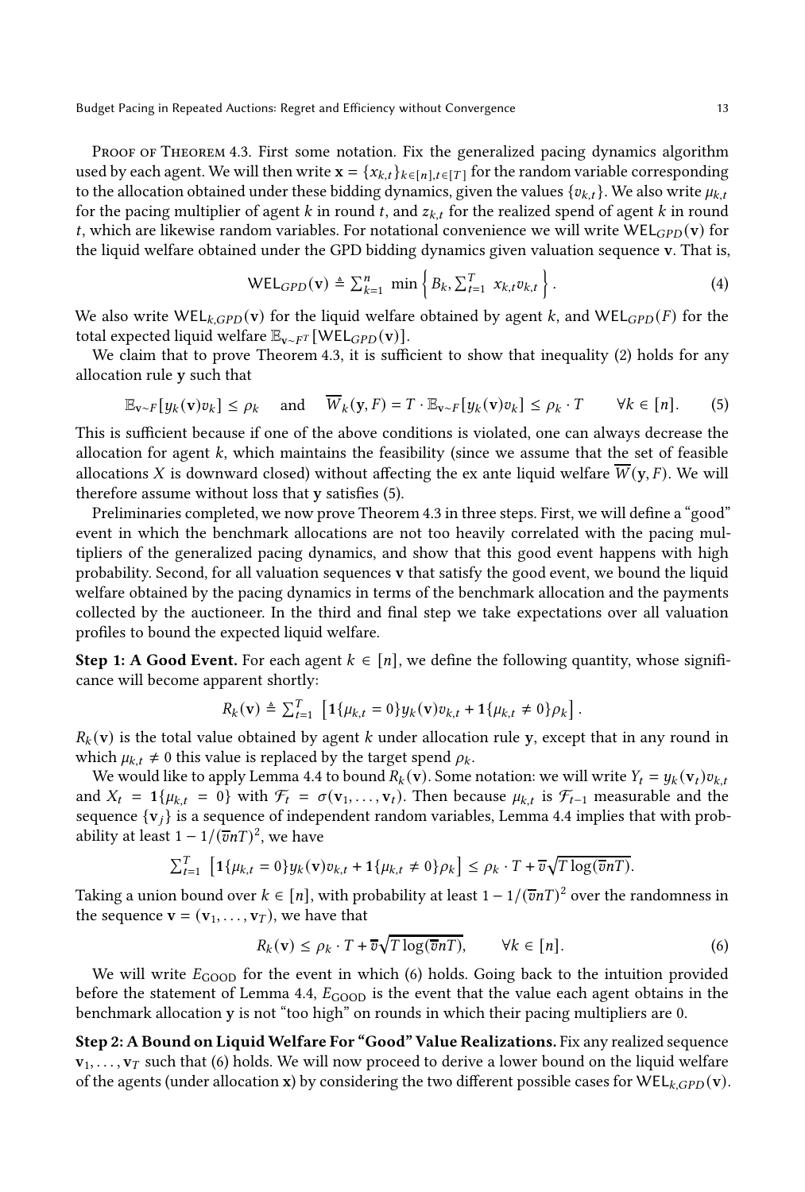Proof of Theorem 4.3. First some notation. Fix the generalized pacing dynamics algorithm used by each agent. We will then write $\mathbf{x} = \{x_{k,t}\}_{k\in[n],t\in[T]}$ for the random variable corresponding to the allocation obtained under these bidding dynamics, given the values $\{v_{k,t}\}$. We also write $\mu_{k,t}$ for the pacing multiplier of agent $k$ in round $t$, and $z_{k,t}$ for the realized spend of agent $k$ in round $t$, which are likewise random variables. For notational convenience we will write $\mathsf{WEL}_{GPD}(\mathbf{v})$ for the liquid welfare obtained under the GPD bidding dynamics given valuation sequence $\mathbf{v}$. That is,

$$\mathsf{WEL}_{GPD}(\mathbf{v}) \triangleq \sum_{k=1}^{n} \min\left\{ B_k, \sum_{t=1}^{T} x_{k,t} v_{k,t} \right\}. \tag{4}$$

We also write $\mathsf{WEL}_{k,GPD}(\mathbf{v})$ for the liquid welfare obtained by agent $k$, and $\mathsf{WEL}_{GPD}(F)$ for the total expected liquid welfare $\mathbb{E}_{\mathbf{v}\sim F^T}[\mathsf{WEL}_{GPD}(\mathbf{v})]$.

We claim that to prove Theorem 4.3, it is sufficient to show that inequality (2) holds for any allocation rule $\mathbf{y}$ such that

$$\mathbb{E}_{\mathbf{v}\sim F}[y_k(\mathbf{v})v_k] \leq \rho_k \quad \text{and} \quad \overline{W}_k(\mathbf{y}, F) = T \cdot \mathbb{E}_{\mathbf{v}\sim F}[y_k(\mathbf{v})v_k] \leq \rho_k \cdot T \qquad \forall k \in [n]. \tag{5}$$

This is sufficient because if one of the above conditions is violated, one can always decrease the allocation for agent $k$, which maintains the feasibility (since we assume that the set of feasible allocations $X$ is downward closed) without affecting the ex ante liquid welfare $\overline{W}(\mathbf{y}, F)$. We will therefore assume without loss that $\mathbf{y}$ satisfies (5).

Preliminaries completed, we now prove Theorem 4.3 in three steps. First, we will define a "good" event in which the benchmark allocations are not too heavily correlated with the pacing multipliers of the generalized pacing dynamics, and show that this good event happens with high probability. Second, for all valuation sequences $\mathbf{v}$ that satisfy the good event, we bound the liquid welfare obtained by the pacing dynamics in terms of the benchmark allocation and the payments collected by the auctioneer. In the third and final step we take expectations over all valuation profiles to bound the expected liquid welfare.

**Step 1: A Good Event.** For each agent $k \in [n]$, we define the following quantity, whose significance will become apparent shortly:

$$R_k(\mathbf{v}) \triangleq \sum_{t=1}^{T} \left[ \mathbf{1}\{\mu_{k,t} = 0\} y_k(\mathbf{v}) v_{k,t} + \mathbf{1}\{\mu_{k,t} \neq 0\} \rho_k \right].$$

$R_k(\mathbf{v})$ is the total value obtained by agent $k$ under allocation rule $\mathbf{y}$, except that in any round in which $\mu_{k,t} \neq 0$ this value is replaced by the target spend $\rho_k$.

We would like to apply Lemma 4.4 to bound $R_k(\mathbf{v})$. Some notation: we will write $Y_t = y_k(\mathbf{v}_t)v_{k,t}$ and $X_t = \mathbf{1}\{\mu_{k,t} = 0\}$ with $\mathcal{F}_t = \sigma(\mathbf{v}_1, \ldots, \mathbf{v}_t)$. Then because $\mu_{k,t}$ is $\mathcal{F}_{t-1}$ measurable and the sequence $\{\mathbf{v}_j\}$ is a sequence of independent random variables, Lemma 4.4 implies that with probability at least $1 - 1/(\overline{v}nT)^2$, we have

$$\sum_{t=1}^{T} \left[ \mathbf{1}\{\mu_{k,t} = 0\} y_k(\mathbf{v}) v_{k,t} + \mathbf{1}\{\mu_{k,t} \neq 0\} \rho_k \right] \leq \rho_k \cdot T + \overline{v}\sqrt{T \log(\overline{v}nT)}.$$

Taking a union bound over $k \in [n]$, with probability at least $1 - 1/(\overline{v}nT)^2$ over the randomness in the sequence $\mathbf{v} = (\mathbf{v}_1, \ldots, \mathbf{v}_T)$, we have that

$$R_k(\mathbf{v}) \leq \rho_k \cdot T + \overline{v}\sqrt{T \log(\overline{v}nT)}, \qquad \forall k \in [n]. \tag{6}$$

We will write $E_{\text{GOOD}}$ for the event in which (6) holds. Going back to the intuition provided before the statement of Lemma 4.4, $E_{\text{GOOD}}$ is the event that the value each agent obtains in the benchmark allocation $\mathbf{y}$ is not "too high" on rounds in which their pacing multipliers are 0.

**Step 2: A Bound on Liquid Welfare For "Good" Value Realizations.** Fix any realized sequence $\mathbf{v}_1, \ldots, \mathbf{v}_T$ such that (6) holds. We will now proceed to derive a lower bound on the liquid welfare of the agents (under allocation $\mathbf{x}$) by considering the two different possible cases for $\mathsf{WEL}_{k,GPD}(\mathbf{v})$.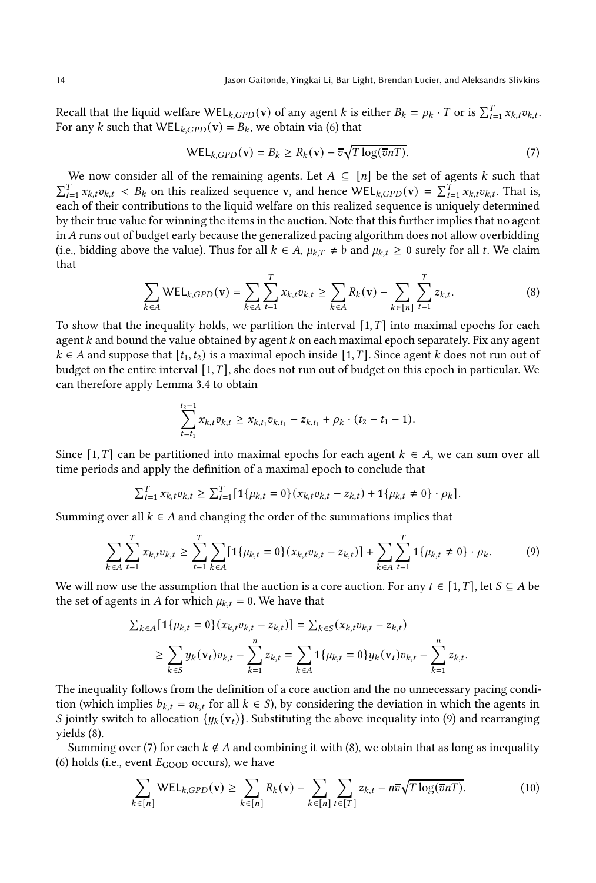Recall that the liquid welfare $\mathsf{WEL}_{k,GPD}(\mathbf{v})$ of any agent $k$ is either $B_k = \rho_k \cdot T$ or is $\sum_{t=1}^T x_{k,t} v_{k,t}$. For any $k$ such that $\mathsf{WEL}_{k,GPD}(\mathbf{v}) = B_k$, we obtain via (6) that

$$\mathsf{WEL}_{k,GPD}(\mathbf{v}) = B_k \geq R_k(\mathbf{v}) - \overline{v}\sqrt{T \log(\overline{v} n T)}. \tag{7}$$

We now consider all of the remaining agents. Let $A \subseteq [n]$ be the set of agents $k$ such that $\sum_{t=1}^T x_{k,t} v_{k,t} < B_k$ on this realized sequence $\mathbf{v}$, and hence $\mathsf{WEL}_{k,GPD}(\mathbf{v}) = \sum_{t=1}^T x_{k,t} v_{k,t}$. That is, each of their contributions to the liquid welfare on this realized sequence is uniquely determined by their true value for winning the items in the auction. Note that this further implies that no agent in $A$ runs out of budget early because the generalized pacing algorithm does not allow overbidding (i.e., bidding above the value). Thus for all $k \in A$, $\mu_{k,T} \neq \flat$ and $\mu_{k,t} \geq 0$ surely for all $t$. We claim that

$$\sum_{k \in A} \mathsf{WEL}_{k,GPD}(\mathbf{v}) = \sum_{k \in A} \sum_{t=1}^T x_{k,t} v_{k,t} \geq \sum_{k \in A} R_k(\mathbf{v}) - \sum_{k \in [n]} \sum_{t=1}^T z_{k,t}. \tag{8}$$

To show that the inequality holds, we partition the interval $[1, T]$ into maximal epochs for each agent $k$ and bound the value obtained by agent $k$ on each maximal epoch separately. Fix any agent $k \in A$ and suppose that $[t_1, t_2)$ is a maximal epoch inside $[1, T]$. Since agent $k$ does not run out of budget on the entire interval $[1, T]$, she does not run out of budget on this epoch in particular. We can therefore apply Lemma 3.4 to obtain

$$\sum_{t=t_1}^{t_2 - 1} x_{k,t} v_{k,t} \geq x_{k,t_1} v_{k,t_1} - z_{k,t_1} + \rho_k \cdot (t_2 - t_1 - 1).$$

Since $[1, T]$ can be partitioned into maximal epochs for each agent $k \in A$, we can sum over all time periods and apply the definition of a maximal epoch to conclude that

$$\sum_{t=1}^T x_{k,t} v_{k,t} \geq \sum_{t=1}^T [\mathbf{1}\{\mu_{k,t} = 0\}(x_{k,t} v_{k,t} - z_{k,t}) + \mathbf{1}\{\mu_{k,t} \neq 0\} \cdot \rho_k].$$

Summing over all $k \in A$ and changing the order of the summations implies that

$$\sum_{k \in A} \sum_{t=1}^T x_{k,t} v_{k,t} \geq \sum_{t=1}^T \sum_{k \in A} [\mathbf{1}\{\mu_{k,t} = 0\}(x_{k,t} v_{k,t} - z_{k,t})] + \sum_{k \in A} \sum_{t=1}^T \mathbf{1}\{\mu_{k,t} \neq 0\} \cdot \rho_k. \tag{9}$$

We will now use the assumption that the auction is a core auction. For any $t \in [1, T]$, let $S \subseteq A$ be the set of agents in $A$ for which $\mu_{k,t} = 0$. We have that

$$\begin{aligned}
\sum_{k \in A} [\mathbf{1}\{\mu_{k,t} = 0\}(x_{k,t} v_{k,t} - z_{k,t})] &= \sum_{k \in S} (x_{k,t} v_{k,t} - z_{k,t}) \\
&\geq \sum_{k \in S} y_k(\mathbf{v}_t) v_{k,t} - \sum_{k=1}^n z_{k,t} = \sum_{k \in A} \mathbf{1}\{\mu_{k,t} = 0\} y_k(\mathbf{v}_t) v_{k,t} - \sum_{k=1}^n z_{k,t}.
\end{aligned}$$

The inequality follows from the definition of a core auction and the no unnecessary pacing condition (which implies $b_{k,t} = v_{k,t}$ for all $k \in S$), by considering the deviation in which the agents in $S$ jointly switch to allocation $\{y_k(\mathbf{v}_t)\}$. Substituting the above inequality into (9) and rearranging yields (8).

Summing over (7) for each $k \notin A$ and combining it with (8), we obtain that as long as inequality (6) holds (i.e., event $E_{\text{GOOD}}$ occurs), we have

$$\sum_{k \in [n]} \mathsf{WEL}_{k,GPD}(\mathbf{v}) \geq \sum_{k \in [n]} R_k(\mathbf{v}) - \sum_{k \in [n]} \sum_{t \in [T]} z_{k,t} - n\overline{v}\sqrt{T \log(\overline{v} n T)}. \tag{10}$$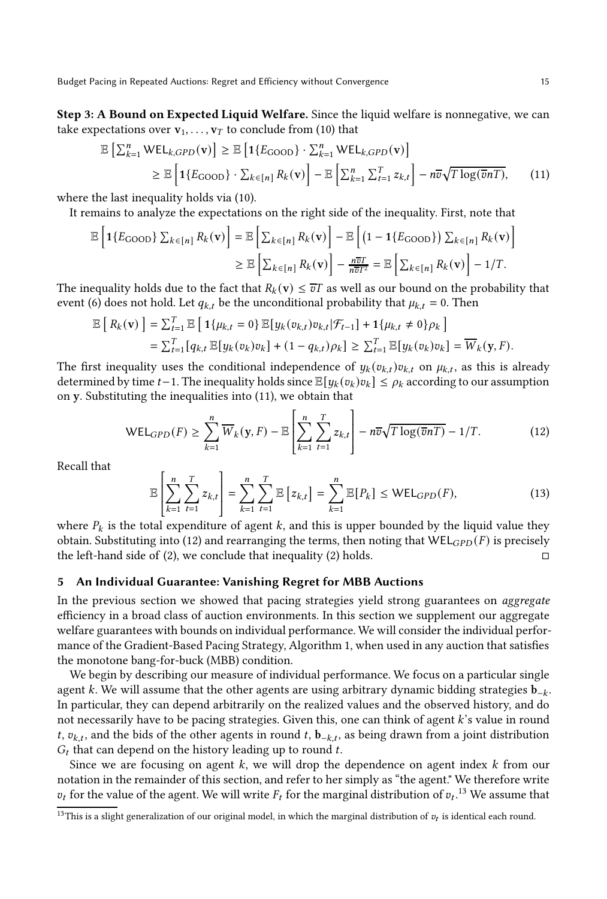**Step 3: A Bound on Expected Liquid Welfare.** Since the liquid welfare is nonnegative, we can take expectations over $\mathbf{v}_1, \ldots, \mathbf{v}_T$ to conclude from (10) that

$$\mathbb{E}\left[\sum_{k=1}^n \mathsf{WEL}_{k,GPD}(\mathbf{v})\right] \geq \mathbb{E}\left[\mathbf{1}\{E_{\text{GOOD}}\} \cdot \sum_{k=1}^n \mathsf{WEL}_{k,GPD}(\mathbf{v})\right]$$

$$\geq \mathbb{E}\left[\mathbf{1}\{E_{\text{GOOD}}\} \cdot \sum_{k \in [n]} R_k(\mathbf{v})\right] - \mathbb{E}\left[\sum_{k=1}^n \sum_{t=1}^T z_{k,t}\right] - n\overline{v}\sqrt{T \log(\overline{v}nT)}, \tag{11}$$

where the last inequality holds via (10).

It remains to analyze the expectations on the right side of the inequality. First, note that

$$\mathbb{E}\left[\mathbf{1}\{E_{\text{GOOD}}\} \sum_{k \in [n]} R_k(\mathbf{v})\right] = \mathbb{E}\left[\sum_{k \in [n]} R_k(\mathbf{v})\right] - \mathbb{E}\left[\left(1 - \mathbf{1}\{E_{\text{GOOD}}\}\right) \sum_{k \in [n]} R_k(\mathbf{v})\right]$$

$$\geq \mathbb{E}\left[\sum_{k \in [n]} R_k(\mathbf{v})\right] - \frac{n\overline{v}T}{n\overline{v}T^2} = \mathbb{E}\left[\sum_{k \in [n]} R_k(\mathbf{v})\right] - 1/T.$$

The inequality holds due to the fact that $R_k(\mathbf{v}) \leq \overline{v}T$ as well as our bound on the probability that event (6) does not hold. Let $q_{k,t}$ be the unconditional probability that $\mu_{k,t} = 0$. Then

$$\mathbb{E}\left[\, R_k(\mathbf{v}) \,\right] = \sum_{t=1}^T \mathbb{E}\left[\, \mathbf{1}\{\mu_{k,t} = 0\} \, \mathbb{E}[y_k(v_{k,t})v_{k,t} | \mathcal{F}_{t-1}] + \mathbf{1}\{\mu_{k,t} \neq 0\}\rho_k \,\right]$$

$$= \sum_{t=1}^T [q_{k,t} \, \mathbb{E}[y_k(v_k)v_k] + (1 - q_{k,t})\rho_k] \geq \sum_{t=1}^T \mathbb{E}[y_k(v_k)v_k] = \overline{W}_k(\mathbf{y}, F).$$

The first inequality uses the conditional independence of $y_k(v_{k,t})v_{k,t}$ on $\mu_{k,t}$, as this is already determined by time $t-1$. The inequality holds since $\mathbb{E}[y_k(v_k)v_k] \leq \rho_k$ according to our assumption on $\mathbf{y}$. Substituting the inequalities into (11), we obtain that

$$\mathsf{WEL}_{GPD}(F) \geq \sum_{k=1}^n \overline{W}_k(\mathbf{y}, F) - \mathbb{E}\left[\sum_{k=1}^n \sum_{t=1}^T z_{k,t}\right] - n\overline{v}\sqrt{T \log(\overline{v}nT)} - 1/T. \tag{12}$$

Recall that

$$\mathbb{E}\left[\sum_{k=1}^n \sum_{t=1}^T z_{k,t}\right] = \sum_{k=1}^n \sum_{t=1}^T \mathbb{E}\left[z_{k,t}\right] = \sum_{k=1}^n \mathbb{E}[P_k] \leq \mathsf{WEL}_{GPD}(F), \tag{13}$$

where $P_k$ is the total expenditure of agent $k$, and this is upper bounded by the liquid value they obtain. Substituting into (12) and rearranging the terms, then noting that $\mathsf{WEL}_{GPD}(F)$ is precisely the left-hand side of (2), we conclude that inequality (2) holds. □

## 5 An Individual Guarantee: Vanishing Regret for MBB Auctions

In the previous section we showed that pacing strategies yield strong guarantees on *aggregate* efficiency in a broad class of auction environments. In this section we supplement our aggregate welfare guarantees with bounds on individual performance. We will consider the individual performance of the Gradient-Based Pacing Strategy, Algorithm 1, when used in any auction that satisfies the monotone bang-for-buck (MBB) condition.

We begin by describing our measure of individual performance. We focus on a particular single agent $k$. We will assume that the other agents are using arbitrary dynamic bidding strategies $\mathbf{b}_{-k}$. In particular, they can depend arbitrarily on the realized values and the observed history, and do not necessarily have to be pacing strategies. Given this, one can think of agent $k$'s value in round $t$, $v_{k,t}$, and the bids of the other agents in round $t$, $\mathbf{b}_{-k,t}$, as being drawn from a joint distribution $G_t$ that can depend on the history leading up to round $t$.

Since we are focusing on agent $k$, we will drop the dependence on agent index $k$ from our notation in the remainder of this section, and refer to her simply as "the agent." We therefore write $v_t$ for the value of the agent. We will write $F_t$ for the marginal distribution of $v_t$.[13] We assume that

[13] This is a slight generalization of our original model, in which the marginal distribution of $v_t$ is identical each round.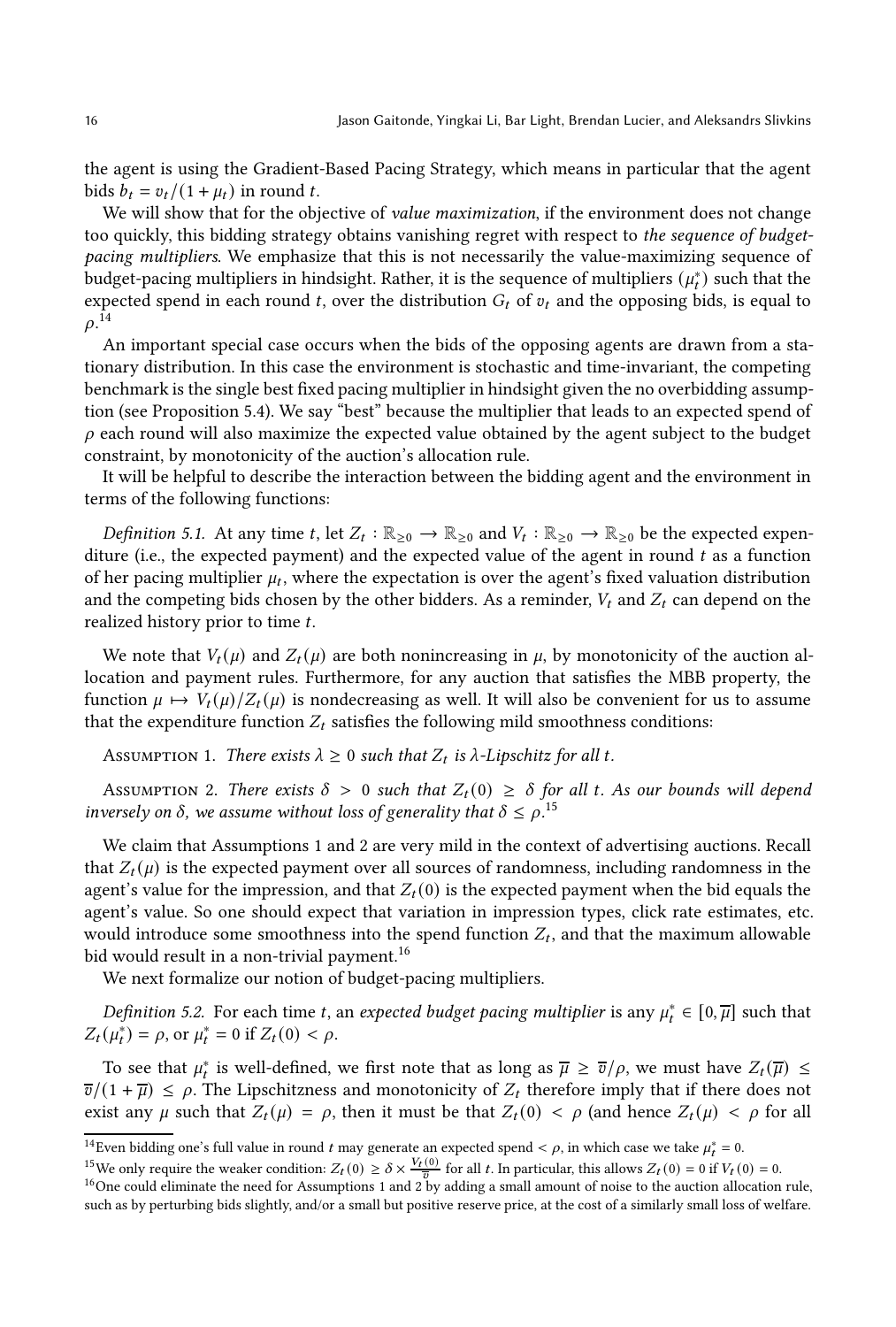the agent is using the Gradient-Based Pacing Strategy, which means in particular that the agent bids $b_t = v_t/(1+\mu_t)$ in round $t$.

We will show that for the objective of *value maximization*, if the environment does not change too quickly, this bidding strategy obtains vanishing regret with respect to *the sequence of budget-pacing multipliers*. We emphasize that this is not necessarily the value-maximizing sequence of budget-pacing multipliers in hindsight. Rather, it is the sequence of multipliers $(\mu_t^*)$ such that the expected spend in each round $t$, over the distribution $G_t$ of $v_t$ and the opposing bids, is equal to $\rho$.[14]

An important special case occurs when the bids of the opposing agents are drawn from a stationary distribution. In this case the environment is stochastic and time-invariant, the competing benchmark is the single best fixed pacing multiplier in hindsight given the no overbidding assumption (see Proposition 5.4). We say "best" because the multiplier that leads to an expected spend of $\rho$ each round will also maximize the expected value obtained by the agent subject to the budget constraint, by monotonicity of the auction's allocation rule.

It will be helpful to describe the interaction between the bidding agent and the environment in terms of the following functions:

*Definition 5.1.* At any time $t$, let $Z_t : \mathbb{R}_{\geq 0} \to \mathbb{R}_{\geq 0}$ and $V_t : \mathbb{R}_{\geq 0} \to \mathbb{R}_{\geq 0}$ be the expected expenditure (i.e., the expected payment) and the expected value of the agent in round $t$ as a function of her pacing multiplier $\mu_t$, where the expectation is over the agent's fixed valuation distribution and the competing bids chosen by the other bidders. As a reminder, $V_t$ and $Z_t$ can depend on the realized history prior to time $t$.

We note that $V_t(\mu)$ and $Z_t(\mu)$ are both nonincreasing in $\mu$, by monotonicity of the auction allocation and payment rules. Furthermore, for any auction that satisfies the MBB property, the function $\mu \mapsto V_t(\mu)/Z_t(\mu)$ is nondecreasing as well. It will also be convenient for us to assume that the expenditure function $Z_t$ satisfies the following mild smoothness conditions:

Assumption 1. *There exists $\lambda \geq 0$ such that $Z_t$ is $\lambda$-Lipschitz for all $t$.*

Assumption 2. *There exists $\delta > 0$ such that $Z_t(0) \geq \delta$ for all $t$. As our bounds will depend inversely on $\delta$, we assume without loss of generality that $\delta \leq \rho$.*[15]

We claim that Assumptions 1 and 2 are very mild in the context of advertising auctions. Recall that $Z_t(\mu)$ is the expected payment over all sources of randomness, including randomness in the agent's value for the impression, and that $Z_t(0)$ is the expected payment when the bid equals the agent's value. So one should expect that variation in impression types, click rate estimates, etc. would introduce some smoothness into the spend function $Z_t$, and that the maximum allowable bid would result in a non-trivial payment.[16]

We next formalize our notion of budget-pacing multipliers.

*Definition 5.2.* For each time $t$, an *expected budget pacing multiplier* is any $\mu_t^* \in [0, \overline{\mu}]$ such that $Z_t(\mu_t^*) = \rho$, or $\mu_t^* = 0$ if $Z_t(0) < \rho$.

To see that $\mu_t^*$ is well-defined, we first note that as long as $\overline{\mu} \geq \overline{v}/\rho$, we must have $Z_t(\overline{\mu}) \leq \overline{v}/(1+\overline{\mu}) \leq \rho$. The Lipschitzness and monotonicity of $Z_t$ therefore imply that if there does not exist any $\mu$ such that $Z_t(\mu) = \rho$, then it must be that $Z_t(0) < \rho$ (and hence $Z_t(\mu) < \rho$ for all

[14] Even bidding one's full value in round $t$ may generate an expected spend $< \rho$, in which case we take $\mu_t^* = 0$.

[15] We only require the weaker condition: $Z_t(0) \geq \delta \times \frac{V_t(0)}{\overline{v}}$ for all $t$. In particular, this allows $Z_t(0) = 0$ if $V_t(0) = 0$.

[16] One could eliminate the need for Assumptions 1 and 2 by adding a small amount of noise to the auction allocation rule, such as by perturbing bids slightly, and/or a small but positive reserve price, at the cost of a similarly small loss of welfare.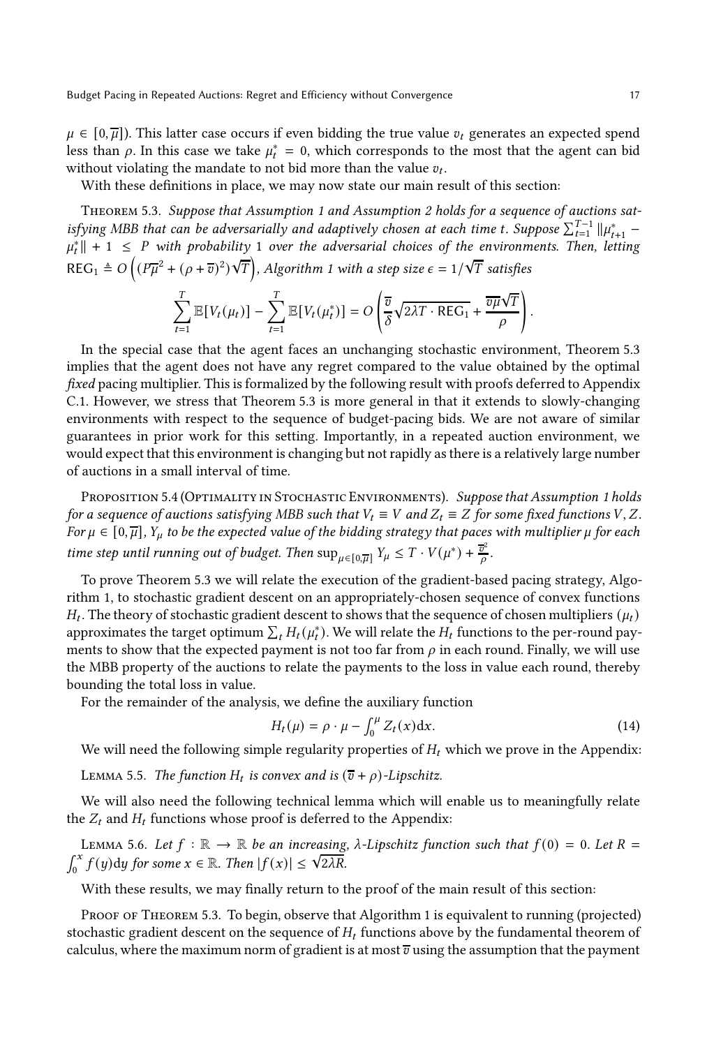$\mu \in [0, \overline{\mu}]$). This latter case occurs if even bidding the true value $v_t$ generates an expected spend less than $\rho$. In this case we take $\mu_t^* = 0$, which corresponds to the most that the agent can bid without violating the mandate to not bid more than the value $v_t$.

With these definitions in place, we may now state our main result of this section:

Theorem 5.3. *Suppose that Assumption 1 and Assumption 2 holds for a sequence of auctions satisfying MBB that can be adversarially and adaptively chosen at each time $t$. Suppose $\sum_{t=1}^{T-1} \|\mu_{t+1}^* - \mu_t^*\| + 1 \leq P$ with probability 1 over the adversarial choices of the environments. Then, letting $\mathsf{REG}_1 \triangleq O\left((P\overline{\mu}^2 + (\rho + \overline{v})^2)\sqrt{T}\right)$, Algorithm 1 with a step size $\epsilon = 1/\sqrt{T}$ satisfies*

$$\sum_{t=1}^{T} \mathbb{E}[V_t(\mu_t)] - \sum_{t=1}^{T} \mathbb{E}[V_t(\mu_t^*)] = O\left(\frac{\overline{v}}{\delta}\sqrt{2\lambda T \cdot \mathsf{REG}_1} + \frac{\overline{v}\overline{\mu}\sqrt{T}}{\rho}\right).$$

In the special case that the agent faces an unchanging stochastic environment, Theorem 5.3 implies that the agent does not have any regret compared to the value obtained by the optimal *fixed* pacing multiplier. This is formalized by the following result with proofs deferred to Appendix C.1. However, we stress that Theorem 5.3 is more general in that it extends to slowly-changing environments with respect to the sequence of budget-pacing bids. We are not aware of similar guarantees in prior work for this setting. Importantly, in a repeated auction environment, we would expect that this environment is changing but not rapidly as there is a relatively large number of auctions in a small interval of time.

Proposition 5.4 (Optimality in Stochastic Environments). *Suppose that Assumption 1 holds for a sequence of auctions satisfying MBB such that $V_t \equiv V$ and $Z_t \equiv Z$ for some fixed functions $V, Z$. For $\mu \in [0, \overline{\mu}]$, $Y_\mu$ to be the expected value of the bidding strategy that paces with multiplier $\mu$ for each time step until running out of budget. Then $\sup_{\mu \in [0,\overline{\mu}]} Y_\mu \leq T \cdot V(\mu^*) + \frac{\overline{v}^2}{\rho}$.*

To prove Theorem 5.3 we will relate the execution of the gradient-based pacing strategy, Algorithm 1, to stochastic gradient descent on an appropriately-chosen sequence of convex functions $H_t$. The theory of stochastic gradient descent to shows that the sequence of chosen multipliers $(\mu_t)$ approximates the target optimum $\sum_t H_t(\mu_t^*)$. We will relate the $H_t$ functions to the per-round payments to show that the expected payment is not too far from $\rho$ in each round. Finally, we will use the MBB property of the auctions to relate the payments to the loss in value each round, thereby bounding the total loss in value.

For the remainder of the analysis, we define the auxiliary function

$$H_t(\mu) = \rho \cdot \mu - \int_0^\mu Z_t(x)\mathrm{d}x. \tag{14}$$

We will need the following simple regularity properties of $H_t$ which we prove in the Appendix:

Lemma 5.5. *The function $H_t$ is convex and is $(\overline{v} + \rho)$-Lipschitz.*

We will also need the following technical lemma which will enable us to meaningfully relate the $Z_t$ and $H_t$ functions whose proof is deferred to the Appendix:

Lemma 5.6. *Let $f : \mathbb{R} \to \mathbb{R}$ be an increasing, $\lambda$-Lipschitz function such that $f(0) = 0$. Let $R = \int_0^x f(y)\mathrm{d}y$ for some $x \in \mathbb{R}$. Then $|f(x)| \leq \sqrt{2\lambda R}$.*

With these results, we may finally return to the proof of the main result of this section:

Proof of Theorem 5.3. To begin, observe that Algorithm 1 is equivalent to running (projected) stochastic gradient descent on the sequence of $H_t$ functions above by the fundamental theorem of calculus, where the maximum norm of gradient is at most $\overline{v}$ using the assumption that the payment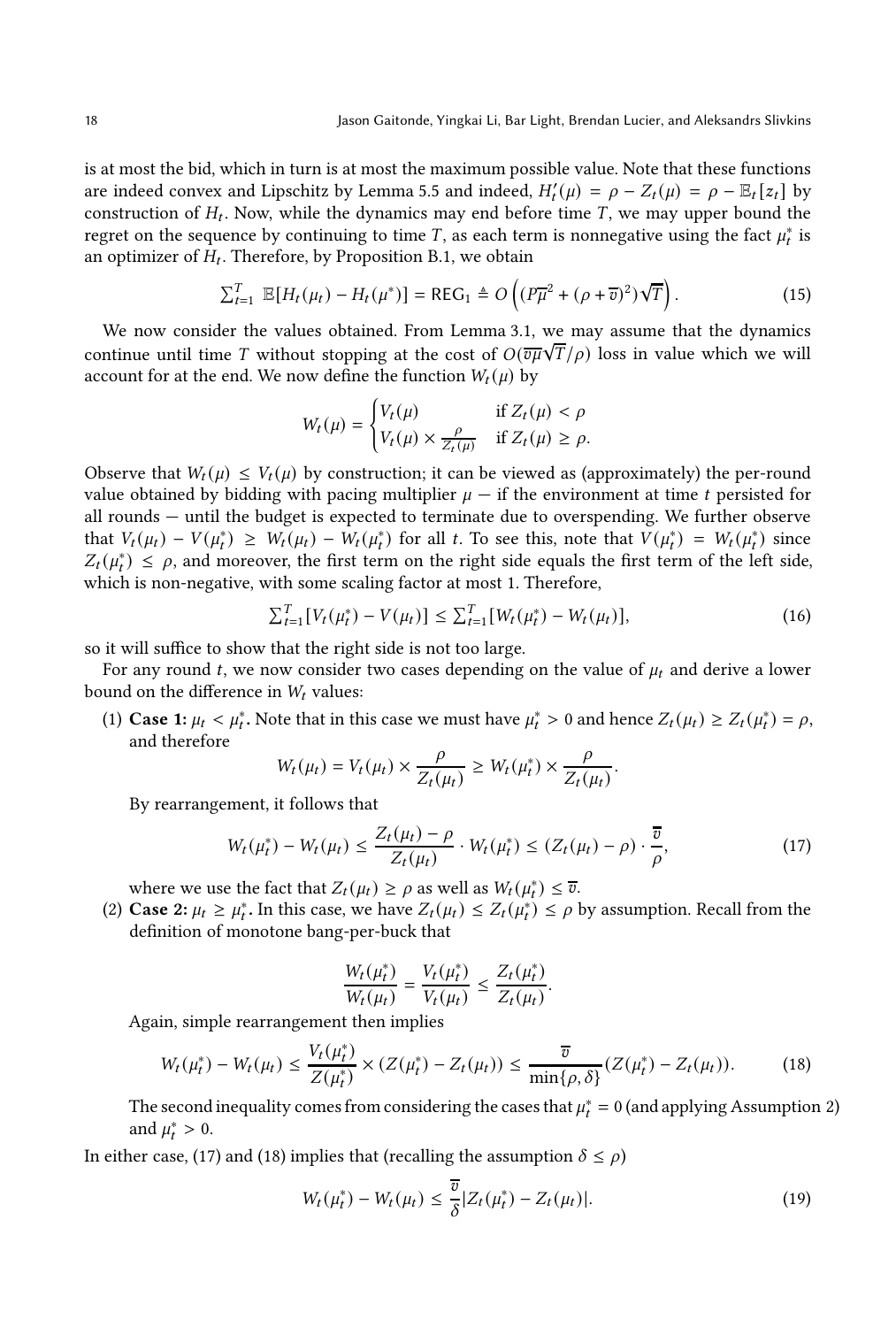is at most the bid, which in turn is at most the maximum possible value. Note that these functions are indeed convex and Lipschitz by Lemma 5.5 and indeed, $H_t'(\mu) = \rho - Z_t(\mu) = \rho - \mathbb{E}_t[z_t]$ by construction of $H_t$. Now, while the dynamics may end before time $T$, we may upper bound the regret on the sequence by continuing to time $T$, as each term is nonnegative using the fact $\mu_t^*$ is an optimizer of $H_t$. Therefore, by Proposition B.1, we obtain

$$\sum_{t=1}^{T} \mathbb{E}[H_t(\mu_t) - H_t(\mu^*)] = \mathsf{REG}_1 \triangleq O\left((P\overline{\mu}^2 + (\rho + \overline{v})^2)\sqrt{T}\right). \tag{15}$$

We now consider the values obtained. From Lemma 3.1, we may assume that the dynamics continue until time $T$ without stopping at the cost of $O(\overline{v}\overline{\mu}\sqrt{T}/\rho)$ loss in value which we will account for at the end. We now define the function $W_t(\mu)$ by

$$W_t(\mu) = \begin{cases} V_t(\mu) & \text{if } Z_t(\mu) < \rho \\ V_t(\mu) \times \frac{\rho}{Z_t(\mu)} & \text{if } Z_t(\mu) \geq \rho. \end{cases}$$

Observe that $W_t(\mu) \leq V_t(\mu)$ by construction; it can be viewed as (approximately) the per-round value obtained by bidding with pacing multiplier $\mu$ — if the environment at time $t$ persisted for all rounds — until the budget is expected to terminate due to overspending. We further observe that $V_t(\mu_t) - V(\mu_t^*) \geq W_t(\mu_t) - W_t(\mu_t^*)$ for all $t$. To see this, note that $V(\mu_t^*) = W_t(\mu_t^*)$ since $Z_t(\mu_t^*) \leq \rho$, and moreover, the first term on the right side equals the first term of the left side, which is non-negative, with some scaling factor at most 1. Therefore,

$$\sum_{t=1}^{T} [V_t(\mu_t^*) - V(\mu_t)] \leq \sum_{t=1}^{T} [W_t(\mu_t^*) - W_t(\mu_t)], \tag{16}$$

so it will suffice to show that the right side is not too large.

For any round $t$, we now consider two cases depending on the value of $\mu_t$ and derive a lower bound on the difference in $W_t$ values:

(1) **Case 1: $\mu_t < \mu_t^*$.** Note that in this case we must have $\mu_t^* > 0$ and hence $Z_t(\mu_t) \geq Z_t(\mu_t^*) = \rho$, and therefore

$$W_t(\mu_t) = V_t(\mu_t) \times \frac{\rho}{Z_t(\mu_t)} \geq W_t(\mu_t^*) \times \frac{\rho}{Z_t(\mu_t)}.$$

By rearrangement, it follows that

$$W_t(\mu_t^*) - W_t(\mu_t) \leq \frac{Z_t(\mu_t) - \rho}{Z_t(\mu_t)} \cdot W_t(\mu_t^*) \leq (Z_t(\mu_t) - \rho) \cdot \frac{\overline{v}}{\rho}, \tag{17}$$

where we use the fact that $Z_t(\mu_t) \geq \rho$ as well as $W_t(\mu_t^*) \leq \overline{v}$.

(2) **Case 2: $\mu_t \geq \mu_t^*$.** In this case, we have $Z_t(\mu_t) \leq Z_t(\mu_t^*) \leq \rho$ by assumption. Recall from the definition of monotone bang-per-buck that

$$\frac{W_t(\mu_t^*)}{W_t(\mu_t)} = \frac{V_t(\mu_t^*)}{V_t(\mu_t)} \leq \frac{Z_t(\mu_t^*)}{Z_t(\mu_t)}.$$

Again, simple rearrangement then implies

$$W_t(\mu_t^*) - W_t(\mu_t) \leq \frac{V_t(\mu_t^*)}{Z(\mu_t^*)} \times (Z(\mu_t^*) - Z_t(\mu_t)) \leq \frac{\overline{v}}{\min\{\rho, \delta\}}(Z(\mu_t^*) - Z_t(\mu_t)). \tag{18}$$

The second inequality comes from considering the cases that $\mu_t^* = 0$ (and applying Assumption 2) and $\mu_t^* > 0$.

In either case, (17) and (18) implies that (recalling the assumption $\delta \leq \rho$)

$$W_t(\mu_t^*) - W_t(\mu_t) \leq \frac{\overline{v}}{\delta}|Z_t(\mu_t^*) - Z_t(\mu_t)|. \tag{19}$$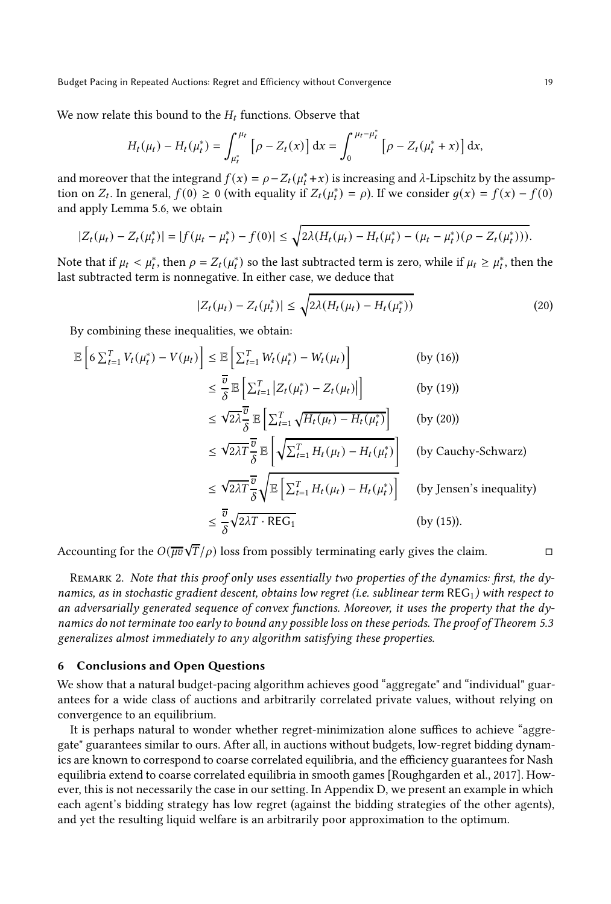We now relate this bound to the $H_t$ functions. Observe that

$$H_t(\mu_t) - H_t(\mu_t^*) = \int_{\mu_t^*}^{\mu_t} \left[\rho - Z_t(x)\right] \mathrm{d}x = \int_0^{\mu_t - \mu_t^*} \left[\rho - Z_t(\mu_t^* + x)\right] \mathrm{d}x,$$

and moreover that the integrand $f(x) = \rho - Z_t(\mu_t^* + x)$ is increasing and $\lambda$-Lipschitz by the assumption on $Z_t$. In general, $f(0) \geq 0$ (with equality if $Z_t(\mu_t^*) = \rho$). If we consider $g(x) = f(x) - f(0)$ and apply Lemma 5.6, we obtain

$$|Z_t(\mu_t) - Z_t(\mu_t^*)| = |f(\mu_t - \mu_t^*) - f(0)| \leq \sqrt{2\lambda(H_t(\mu_t) - H_t(\mu_t^*) - (\mu_t - \mu_t^*)(\rho - Z_t(\mu_t^*)))}.$$

Note that if $\mu_t < \mu_t^*$, then $\rho = Z_t(\mu_t^*)$ so the last subtracted term is zero, while if $\mu_t \geq \mu_t^*$, then the last subtracted term is nonnegative. In either case, we deduce that

$$|Z_t(\mu_t) - Z_t(\mu_t^*)| \leq \sqrt{2\lambda(H_t(\mu_t) - H_t(\mu_t^*))} \tag{20}$$

By combining these inequalities, we obtain:

$$\begin{aligned}
\mathbb{E}\left[6\sum_{t=1}^T V_t(\mu_t^*) - V(\mu_t)\right] &\leq \mathbb{E}\left[\sum_{t=1}^T W_t(\mu_t^*) - W_t(\mu_t)\right] && \text{(by (16))} \\
&\leq \frac{\overline{v}}{\delta}\,\mathbb{E}\left[\sum_{t=1}^T \left|Z_t(\mu_t^*) - Z_t(\mu_t)\right|\right] && \text{(by (19))} \\
&\leq \sqrt{2\lambda}\frac{\overline{v}}{\delta}\,\mathbb{E}\left[\sum_{t=1}^T \sqrt{H_t(\mu_t) - H_t(\mu_t^*)}\right] && \text{(by (20))} \\
&\leq \sqrt{2\lambda T}\frac{\overline{v}}{\delta}\,\mathbb{E}\left[\sqrt{\sum_{t=1}^T H_t(\mu_t) - H_t(\mu_t^*)}\right] && \text{(by Cauchy-Schwarz)} \\
&\leq \sqrt{2\lambda T}\frac{\overline{v}}{\delta}\sqrt{\mathbb{E}\left[\sum_{t=1}^T H_t(\mu_t) - H_t(\mu_t^*)\right]} && \text{(by Jensen's inequality)} \\
&\leq \frac{\overline{v}}{\delta}\sqrt{2\lambda T \cdot \mathrm{REG}_1} && \text{(by (15)).}
\end{aligned}$$

Accounting for the $O(\overline{\mu v}\sqrt{T}/\rho)$ loss from possibly terminating early gives the claim. □

Remark 2. *Note that this proof only uses essentially two properties of the dynamics: first, the dynamics, as in stochastic gradient descent, obtains low regret (i.e. sublinear term* $\mathrm{REG}_1$*) with respect to an adversarially generated sequence of convex functions. Moreover, it uses the property that the dynamics do not terminate too early to bound any possible loss on these periods. The proof of Theorem 5.3 generalizes almost immediately to any algorithm satisfying these properties.*

## 6 Conclusions and Open Questions

We show that a natural budget-pacing algorithm achieves good "aggregate" and "individual" guarantees for a wide class of auctions and arbitrarily correlated private values, without relying on convergence to an equilibrium.

It is perhaps natural to wonder whether regret-minimization alone suffices to achieve "aggregate" guarantees similar to ours. After all, in auctions without budgets, low-regret bidding dynamics are known to correspond to coarse correlated equilibria, and the efficiency guarantees for Nash equilibria extend to coarse correlated equilibria in smooth games [Roughgarden et al., 2017]. However, this is not necessarily the case in our setting. In Appendix D, we present an example in which each agent's bidding strategy has low regret (against the bidding strategies of the other agents), and yet the resulting liquid welfare is an arbitrarily poor approximation to the optimum.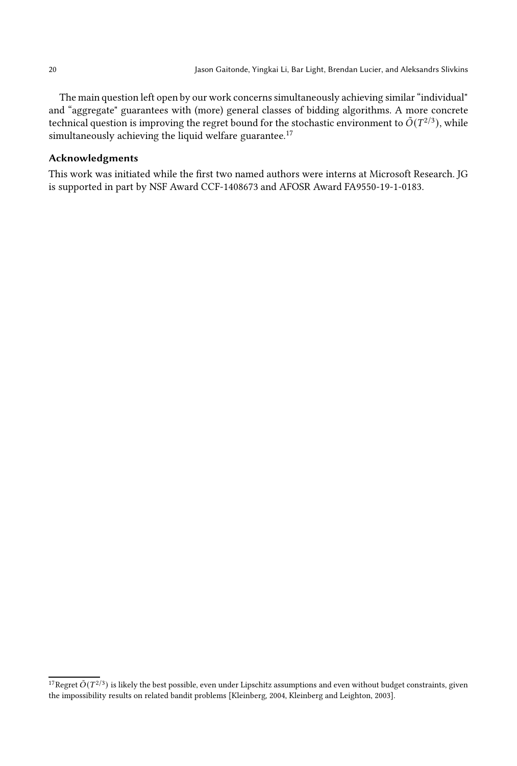The main question left open by our work concerns simultaneously achieving similar "individual" and "aggregate" guarantees with (more) general classes of bidding algorithms. A more concrete technical question is improving the regret bound for the stochastic environment to $\tilde{O}(T^{2/3})$, while simultaneously achieving the liquid welfare guarantee.[17]

## Acknowledgments

This work was initiated while the first two named authors were interns at Microsoft Research. JG is supported in part by NSF Award CCF-1408673 and AFOSR Award FA9550-19-1-0183.

[17] Regret $\tilde{O}(T^{2/3})$ is likely the best possible, even under Lipschitz assumptions and even without budget constraints, given the impossibility results on related bandit problems [Kleinberg, 2004, Kleinberg and Leighton, 2003].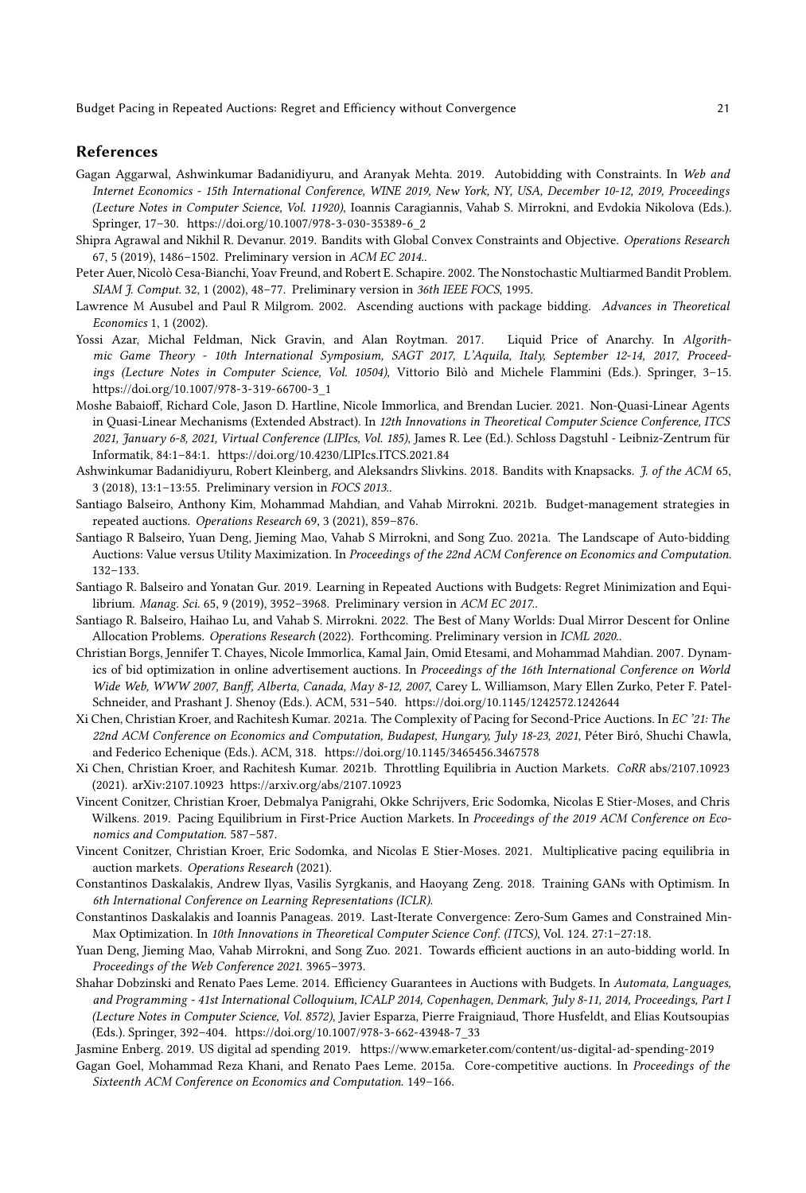## References

Gagan Aggarwal, Ashwinkumar Badanidiyuru, and Aranyak Mehta. 2019. Autobidding with Constraints. In *Web and Internet Economics - 15th International Conference, WINE 2019, New York, NY, USA, December 10-12, 2019, Proceedings (Lecture Notes in Computer Science, Vol. 11920)*, Ioannis Caragiannis, Vahab S. Mirrokni, and Evdokia Nikolova (Eds.). Springer, 17–30. https://doi.org/10.1007/978-3-030-35389-6_2

Shipra Agrawal and Nikhil R. Devanur. 2019. Bandits with Global Convex Constraints and Objective. *Operations Research* 67, 5 (2019), 1486–1502. Preliminary version in *ACM EC 2014.*.

Peter Auer, Nicolò Cesa-Bianchi, Yoav Freund, and Robert E. Schapire. 2002. The Nonstochastic Multiarmed Bandit Problem. *SIAM J. Comput.* 32, 1 (2002), 48–77. Preliminary version in *36th IEEE FOCS*, 1995.

Lawrence M Ausubel and Paul R Milgrom. 2002. Ascending auctions with package bidding. *Advances in Theoretical Economics* 1, 1 (2002).

Yossi Azar, Michal Feldman, Nick Gravin, and Alan Roytman. 2017. Liquid Price of Anarchy. In *Algorithmic Game Theory - 10th International Symposium, SAGT 2017, L'Aquila, Italy, September 12-14, 2017, Proceedings (Lecture Notes in Computer Science, Vol. 10504)*, Vittorio Bilò and Michele Flammini (Eds.). Springer, 3–15. https://doi.org/10.1007/978-3-319-66700-3_1

Moshe Babaioff, Richard Cole, Jason D. Hartline, Nicole Immorlica, and Brendan Lucier. 2021. Non-Quasi-Linear Agents in Quasi-Linear Mechanisms (Extended Abstract). In *12th Innovations in Theoretical Computer Science Conference, ITCS 2021, January 6-8, 2021, Virtual Conference (LIPIcs, Vol. 185)*, James R. Lee (Ed.). Schloss Dagstuhl - Leibniz-Zentrum für Informatik, 84:1–84:1. https://doi.org/10.4230/LIPIcs.ITCS.2021.84

Ashwinkumar Badanidiyuru, Robert Kleinberg, and Aleksandrs Slivkins. 2018. Bandits with Knapsacks. *J. of the ACM* 65, 3 (2018), 13:1–13:55. Preliminary version in *FOCS 2013.*.

Santiago Balseiro, Anthony Kim, Mohammad Mahdian, and Vahab Mirrokni. 2021b. Budget-management strategies in repeated auctions. *Operations Research* 69, 3 (2021), 859–876.

Santiago R Balseiro, Yuan Deng, Jieming Mao, Vahab S Mirrokni, and Song Zuo. 2021a. The Landscape of Auto-bidding Auctions: Value versus Utility Maximization. In *Proceedings of the 22nd ACM Conference on Economics and Computation*. 132–133.

Santiago R. Balseiro and Yonatan Gur. 2019. Learning in Repeated Auctions with Budgets: Regret Minimization and Equilibrium. *Manag. Sci.* 65, 9 (2019), 3952–3968. Preliminary version in *ACM EC 2017.*.

Santiago R. Balseiro, Haihao Lu, and Vahab S. Mirrokni. 2022. The Best of Many Worlds: Dual Mirror Descent for Online Allocation Problems. *Operations Research* (2022). Forthcoming. Preliminary version in *ICML 2020.*.

Christian Borgs, Jennifer T. Chayes, Nicole Immorlica, Kamal Jain, Omid Etesami, and Mohammad Mahdian. 2007. Dynamics of bid optimization in online advertisement auctions. In *Proceedings of the 16th International Conference on World Wide Web, WWW 2007, Banff, Alberta, Canada, May 8-12, 2007*, Carey L. Williamson, Mary Ellen Zurko, Peter F. Patel-Schneider, and Prashant J. Shenoy (Eds.). ACM, 531–540. https://doi.org/10.1145/1242572.1242644

Xi Chen, Christian Kroer, and Rachitesh Kumar. 2021a. The Complexity of Pacing for Second-Price Auctions. In *EC '21: The 22nd ACM Conference on Economics and Computation, Budapest, Hungary, July 18-23, 2021*, Péter Biró, Shuchi Chawla, and Federico Echenique (Eds.). ACM, 318. https://doi.org/10.1145/3465456.3467578

Xi Chen, Christian Kroer, and Rachitesh Kumar. 2021b. Throttling Equilibria in Auction Markets. *CoRR* abs/2107.10923 (2021). arXiv:2107.10923 https://arxiv.org/abs/2107.10923

Vincent Conitzer, Christian Kroer, Debmalya Panigrahi, Okke Schrijvers, Eric Sodomka, Nicolas E Stier-Moses, and Chris Wilkens. 2019. Pacing Equilibrium in First-Price Auction Markets. In *Proceedings of the 2019 ACM Conference on Economics and Computation*. 587–587.

Vincent Conitzer, Christian Kroer, Eric Sodomka, and Nicolas E Stier-Moses. 2021. Multiplicative pacing equilibria in auction markets. *Operations Research* (2021).

Constantinos Daskalakis, Andrew Ilyas, Vasilis Syrgkanis, and Haoyang Zeng. 2018. Training GANs with Optimism. In *6th International Conference on Learning Representations (ICLR)*.

Constantinos Daskalakis and Ioannis Panageas. 2019. Last-Iterate Convergence: Zero-Sum Games and Constrained Min-Max Optimization. In *10th Innovations in Theoretical Computer Science Conf. (ITCS)*, Vol. 124. 27:1–27:18.

Yuan Deng, Jieming Mao, Vahab Mirrokni, and Song Zuo. 2021. Towards efficient auctions in an auto-bidding world. In *Proceedings of the Web Conference 2021*. 3965–3973.

Shahar Dobzinski and Renato Paes Leme. 2014. Efficiency Guarantees in Auctions with Budgets. In *Automata, Languages, and Programming - 41st International Colloquium, ICALP 2014, Copenhagen, Denmark, July 8-11, 2014, Proceedings, Part I (Lecture Notes in Computer Science, Vol. 8572)*, Javier Esparza, Pierre Fraigniaud, Thore Husfeldt, and Elias Koutsoupias (Eds.). Springer, 392–404. https://doi.org/10.1007/978-3-662-43948-7_33

Jasmine Enberg. 2019. US digital ad spending 2019. https://www.emarketer.com/content/us-digital-ad-spending-2019

Gagan Goel, Mohammad Reza Khani, and Renato Paes Leme. 2015a. Core-competitive auctions. In *Proceedings of the Sixteenth ACM Conference on Economics and Computation*. 149–166.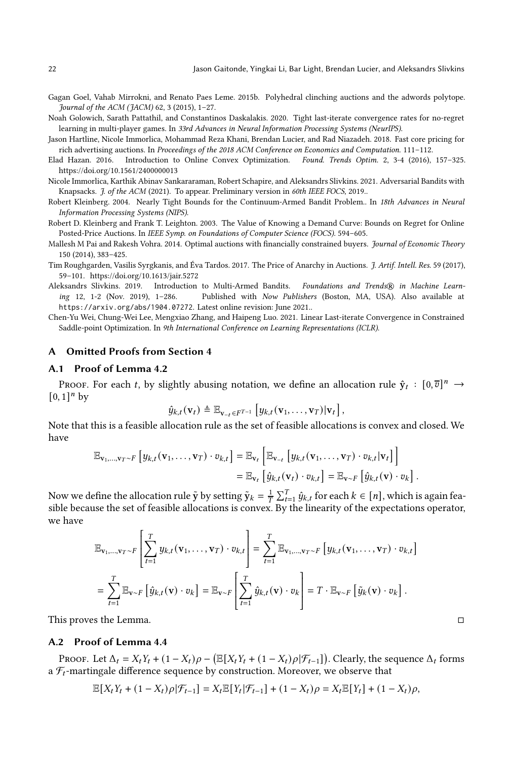Gagan Goel, Vahab Mirrokni, and Renato Paes Leme. 2015b. Polyhedral clinching auctions and the adwords polytope. *Journal of the ACM (JACM)* 62, 3 (2015), 1–27.

Noah Golowich, Sarath Pattathil, and Constantinos Daskalakis. 2020. Tight last-iterate convergence rates for no-regret learning in multi-player games. In *33rd Advances in Neural Information Processing Systems (NeurIPS)*.

Jason Hartline, Nicole Immorlica, Mohammad Reza Khani, Brendan Lucier, and Rad Niazadeh. 2018. Fast core pricing for rich advertising auctions. In *Proceedings of the 2018 ACM Conference on Economics and Computation*. 111–112.

Elad Hazan. 2016. Introduction to Online Convex Optimization. *Found. Trends Optim.* 2, 3-4 (2016), 157–325. https://doi.org/10.1561/2400000013

Nicole Immorlica, Karthik Abinav Sankararaman, Robert Schapire, and Aleksandrs Slivkins. 2021. Adversarial Bandits with Knapsacks. *J. of the ACM* (2021). To appear. Preliminary version in *60th IEEE FOCS*, 2019..

Robert Kleinberg. 2004. Nearly Tight Bounds for the Continuum-Armed Bandit Problem.. In *18th Advances in Neural Information Processing Systems (NIPS)*.

Robert D. Kleinberg and Frank T. Leighton. 2003. The Value of Knowing a Demand Curve: Bounds on Regret for Online Posted-Price Auctions. In *IEEE Symp. on Foundations of Computer Science (FOCS)*. 594–605.

Mallesh M Pai and Rakesh Vohra. 2014. Optimal auctions with financially constrained buyers. *Journal of Economic Theory* 150 (2014), 383–425.

Tim Roughgarden, Vasilis Syrgkanis, and Éva Tardos. 2017. The Price of Anarchy in Auctions. *J. Artif. Intell. Res.* 59 (2017), 59–101. https://doi.org/10.1613/jair.5272

Aleksandrs Slivkins. 2019. Introduction to Multi-Armed Bandits. *Foundations and Trends® in Machine Learning* 12, 1-2 (Nov. 2019), 1–286. Published with *Now Publishers* (Boston, MA, USA). Also available at https://arxiv.org/abs/1904.07272. Latest online revision: June 2021..

Chen-Yu Wei, Chung-Wei Lee, Mengxiao Zhang, and Haipeng Luo. 2021. Linear Last-iterate Convergence in Constrained Saddle-point Optimization. In *9th International Conference on Learning Representations (ICLR)*.

# A Omitted Proofs from Section 4

## A.1 Proof of Lemma 4.2

Proof. For each $t$, by slightly abusing notation, we define an allocation rule $\hat{\mathbf{y}}_t : [0, \overline{v}]^n \to [0, 1]^n$ by

$$\hat{y}_{k,t}(\mathbf{v}_t) \triangleq \mathbb{E}_{\mathbf{v}_{-t} \in F^{T-1}} \left[ y_{k,t}(\mathbf{v}_1, \ldots, \mathbf{v}_T) | \mathbf{v}_t \right],$$

Note that this is a feasible allocation rule as the set of feasible allocations is convex and closed. We have

$$\begin{aligned}
\mathbb{E}_{\mathbf{v}_1,\ldots,\mathbf{v}_T \sim F} \left[ y_{k,t}(\mathbf{v}_1, \ldots, \mathbf{v}_T) \cdot v_{k,t} \right] &= \mathbb{E}_{\mathbf{v}_t} \left[ \mathbb{E}_{\mathbf{v}_{-t}} \left[ y_{k,t}(\mathbf{v}_1, \ldots, \mathbf{v}_T) \cdot v_{k,t} | \mathbf{v}_t \right] \right] \\
&= \mathbb{E}_{\mathbf{v}_t} \left[ \hat{y}_{k,t}(\mathbf{v}_t) \cdot v_{k,t} \right] = \mathbb{E}_{\mathbf{v} \sim F} \left[ \hat{y}_{k,t}(\mathbf{v}) \cdot v_k \right].
\end{aligned}$$

Now we define the allocation rule $\tilde{\mathbf{y}}$ by setting $\tilde{\mathbf{y}}_k = \frac{1}{T} \sum_{t=1}^{T} \hat{y}_{k,t}$ for each $k \in [n]$, which is again feasible because the set of feasible allocations is convex. By the linearity of the expectations operator, we have

$$\begin{aligned}
\mathbb{E}_{\mathbf{v}_1,\ldots,\mathbf{v}_T \sim F} \left[ \sum_{t=1}^{T} y_{k,t}(\mathbf{v}_1, \ldots, \mathbf{v}_T) \cdot v_{k,t} \right] &= \sum_{t=1}^{T} \mathbb{E}_{\mathbf{v}_1,\ldots,\mathbf{v}_T \sim F} \left[ y_{k,t}(\mathbf{v}_1, \ldots, \mathbf{v}_T) \cdot v_{k,t} \right] \\
= \sum_{t=1}^{T} \mathbb{E}_{\mathbf{v} \sim F} \left[ \hat{y}_{k,t}(\mathbf{v}) \cdot v_k \right] &= \mathbb{E}_{\mathbf{v} \sim F} \left[ \sum_{t=1}^{T} \hat{y}_{k,t}(\mathbf{v}) \cdot v_k \right] = T \cdot \mathbb{E}_{\mathbf{v} \sim F} \left[ \tilde{y}_k(\mathbf{v}) \cdot v_k \right].
\end{aligned}$$

This proves the Lemma. □

## A.2 Proof of Lemma 4.4

Proof. Let $\Delta_t = X_t Y_t + (1 - X_t)\rho - \left( \mathbb{E}[X_t Y_t + (1 - X_t)\rho | \mathcal{F}_{t-1}] \right)$. Clearly, the sequence $\Delta_t$ forms a $\mathcal{F}_t$-martingale difference sequence by construction. Moreover, we observe that

$$\mathbb{E}[X_t Y_t + (1 - X_t)\rho | \mathcal{F}_{t-1}] = X_t \mathbb{E}[Y_t | \mathcal{F}_{t-1}] + (1 - X_t)\rho = X_t \mathbb{E}[Y_t] + (1 - X_t)\rho,$$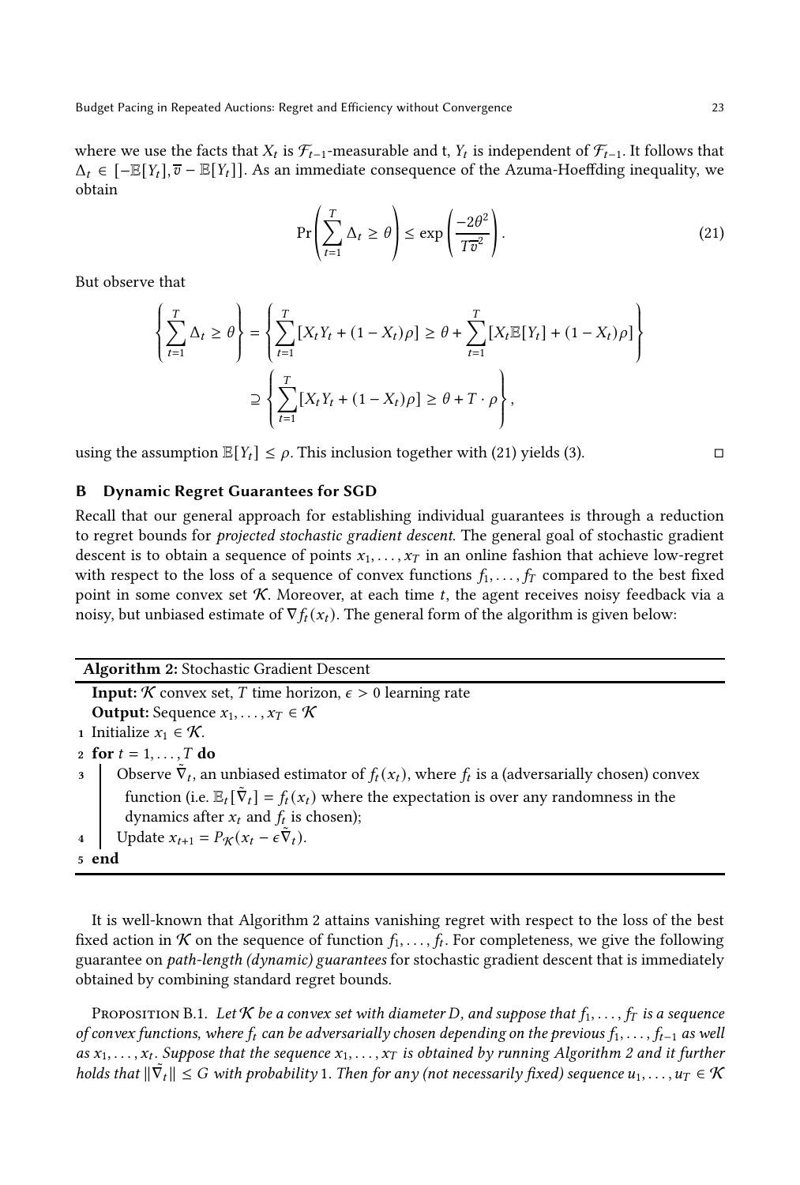where we use the facts that $X_t$ is $\mathcal{F}_{t-1}$-measurable and t, $Y_t$ is independent of $\mathcal{F}_{t-1}$. It follows that $\Delta_t \in [-\mathbb{E}[Y_t], \overline{v} - \mathbb{E}[Y_t]]$. As an immediate consequence of the Azuma-Hoeffding inequality, we obtain

$$\Pr\left(\sum_{t=1}^{T} \Delta_t \geq \theta\right) \leq \exp\left(\frac{-2\theta^2}{T\overline{v}^2}\right). \tag{21}$$

But observe that

$$\left\{\sum_{t=1}^{T} \Delta_t \geq \theta\right\} = \left\{\sum_{t=1}^{T} [X_t Y_t + (1 - X_t)\rho] \geq \theta + \sum_{t=1}^{T} [X_t \mathbb{E}[Y_t] + (1 - X_t)\rho]\right\}$$

$$\supseteq \left\{\sum_{t=1}^{T} [X_t Y_t + (1 - X_t)\rho] \geq \theta + T \cdot \rho\right\},$$

using the assumption $\mathbb{E}[Y_t] \leq \rho$. This inclusion together with (21) yields (3). □

## B Dynamic Regret Guarantees for SGD

Recall that our general approach for establishing individual guarantees is through a reduction to regret bounds for *projected stochastic gradient descent*. The general goal of stochastic gradient descent is to obtain a sequence of points $x_1, \ldots, x_T$ in an online fashion that achieve low-regret with respect to the loss of a sequence of convex functions $f_1, \ldots, f_T$ compared to the best fixed point in some convex set $\mathcal{K}$. Moreover, at each time $t$, the agent receives noisy feedback via a noisy, but unbiased estimate of $\nabla f_t(x_t)$. The general form of the algorithm is given below:

---

**Algorithm 2:** Stochastic Gradient Descent

---

**Input:** $\mathcal{K}$ convex set, $T$ time horizon, $\epsilon > 0$ learning rate

**Output:** Sequence $x_1, \ldots, x_T \in \mathcal{K}$

1 Initialize $x_1 \in \mathcal{K}$.

2 **for** $t = 1, \ldots, T$ **do**

3 Observe $\tilde{\nabla}_t$, an unbiased estimator of $f_t(x_t)$, where $f_t$ is a (adversarially chosen) convex function (i.e. $\mathbb{E}_t[\tilde{\nabla}_t] = f_t(x_t)$ where the expectation is over any randomness in the dynamics after $x_t$ and $f_t$ is chosen);

4 Update $x_{t+1} = P_{\mathcal{K}}(x_t - \epsilon\tilde{\nabla}_t)$.

5 **end**

---

It is well-known that Algorithm 2 attains vanishing regret with respect to the loss of the best fixed action in $\mathcal{K}$ on the sequence of function $f_1, \ldots, f_t$. For completeness, we give the following guarantee on *path-length (dynamic) guarantees* for stochastic gradient descent that is immediately obtained by combining standard regret bounds.

Proposition B.1. *Let $\mathcal{K}$ be a convex set with diameter $D$, and suppose that $f_1, \ldots, f_T$ is a sequence of convex functions, where $f_t$ can be adversarially chosen depending on the previous $f_1, \ldots, f_{t-1}$ as well as $x_1, \ldots, x_t$. Suppose that the sequence $x_1, \ldots, x_T$ is obtained by running Algorithm 2 and it further holds that $\|\tilde{\nabla}_t\| \leq G$ with probability 1. Then for any (not necessarily fixed) sequence $u_1, \ldots, u_T \in \mathcal{K}$*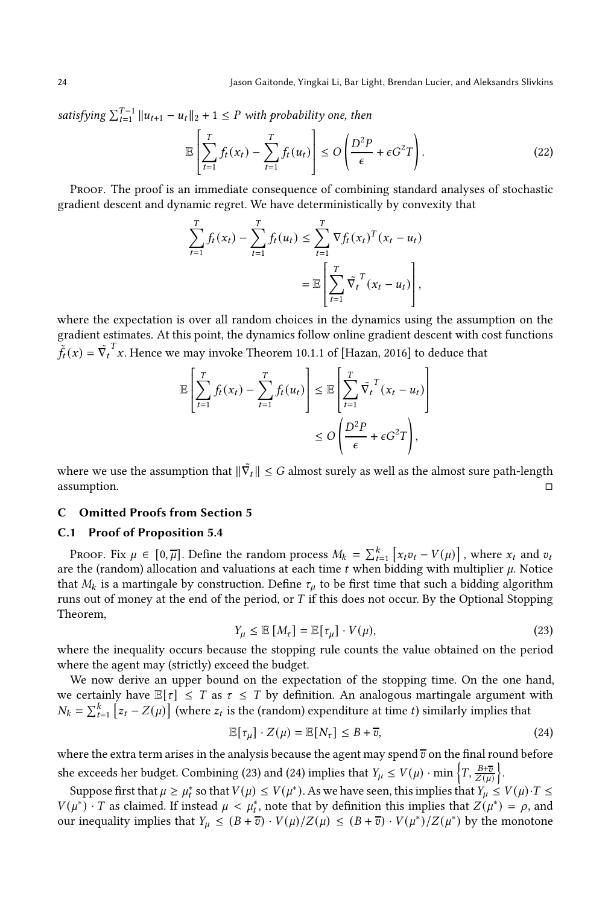*satisfying* $\sum_{t=1}^{T-1} \|u_{t+1} - u_t\|_2 + 1 \leq P$ *with probability one, then*

$$\mathbb{E}\left[\sum_{t=1}^{T} f_t(x_t) - \sum_{t=1}^{T} f_t(u_t)\right] \leq O\left(\frac{D^2 P}{\epsilon} + \epsilon G^2 T\right). \tag{22}$$

Proof. The proof is an immediate consequence of combining standard analyses of stochastic gradient descent and dynamic regret. We have deterministically by convexity that

$$\begin{aligned}\sum_{t=1}^{T} f_t(x_t) - \sum_{t=1}^{T} f_t(u_t) &\leq \sum_{t=1}^{T} \nabla f_t(x_t)^T (x_t - u_t) \\ &= \mathbb{E}\left[\sum_{t=1}^{T} \tilde{\nabla}_t^{\,T} (x_t - u_t)\right],\end{aligned}$$

where the expectation is over all random choices in the dynamics using the assumption on the gradient estimates. At this point, the dynamics follow online gradient descent with cost functions $\tilde{f}_t(x) = \tilde{\nabla}_t^{\,T} x$. Hence we may invoke Theorem 10.1.1 of [Hazan, 2016] to deduce that

$$\begin{aligned}\mathbb{E}\left[\sum_{t=1}^{T} f_t(x_t) - \sum_{t=1}^{T} f_t(u_t)\right] &\leq \mathbb{E}\left[\sum_{t=1}^{T} \tilde{\nabla}_t^{\,T} (x_t - u_t)\right] \\ &\leq O\left(\frac{D^2 P}{\epsilon} + \epsilon G^2 T\right),\end{aligned}$$

where we use the assumption that $\|\tilde{\nabla}_t\| \leq G$ almost surely as well as the almost sure path-length assumption. □

## C Omitted Proofs from Section 5

### C.1 Proof of Proposition 5.4

Proof. Fix $\mu \in [0, \overline{\mu}]$. Define the random process $M_k = \sum_{t=1}^{k} \left[x_t v_t - V(\mu)\right]$, where $x_t$ and $v_t$ are the (random) allocation and valuations at each time $t$ when bidding with multiplier $\mu$. Notice that $M_k$ is a martingale by construction. Define $\tau_\mu$ to be first time that such a bidding algorithm runs out of money at the end of the period, or $T$ if this does not occur. By the Optional Stopping Theorem,

$$Y_\mu \leq \mathbb{E}\left[M_\tau\right] = \mathbb{E}[\tau_\mu] \cdot V(\mu), \tag{23}$$

where the inequality occurs because the stopping rule counts the value obtained on the period where the agent may (strictly) exceed the budget.

We now derive an upper bound on the expectation of the stopping time. On the one hand, we certainly have $\mathbb{E}[\tau] \leq T$ as $\tau \leq T$ by definition. An analogous martingale argument with $N_k = \sum_{t=1}^{k} \left[z_t - Z(\mu)\right]$ (where $z_t$ is the (random) expenditure at time $t$) similarly implies that

$$\mathbb{E}[\tau_\mu] \cdot Z(\mu) = \mathbb{E}[N_\tau] \leq B + \overline{v}, \tag{24}$$

where the extra term arises in the analysis because the agent may spend $\overline{v}$ on the final round before she exceeds her budget. Combining (23) and (24) implies that $Y_\mu \leq V(\mu) \cdot \min\left\{T, \frac{B+\overline{v}}{Z(\mu)}\right\}$.

Suppose first that $\mu \geq \mu_t^*$ so that $V(\mu) \leq V(\mu^*)$. As we have seen, this implies that $Y_\mu \leq V(\mu) \cdot T \leq V(\mu^*) \cdot T$ as claimed. If instead $\mu < \mu_t^*$, note that by definition this implies that $Z(\mu^*) = \rho$, and our inequality implies that $Y_\mu \leq (B + \overline{v}) \cdot V(\mu)/Z(\mu) \leq (B + \overline{v}) \cdot V(\mu^*)/Z(\mu^*)$ by the monotone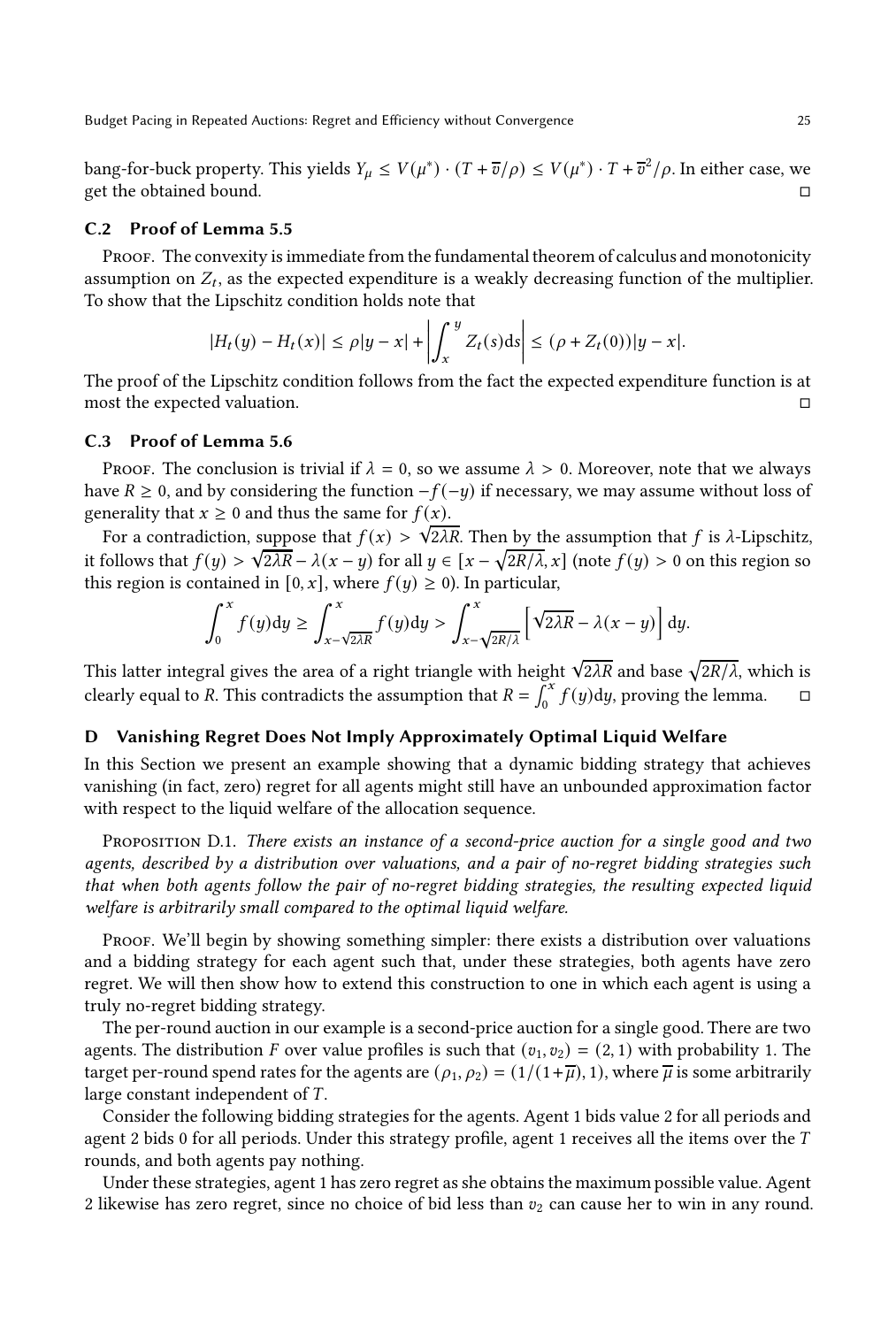bang-for-buck property. This yields $Y_\mu \leq V(\mu^*) \cdot (T + \overline{v}/\rho) \leq V(\mu^*) \cdot T + \overline{v}^2/\rho$. In either case, we get the obtained bound. □

### C.2 Proof of Lemma 5.5

Proof. The convexity is immediate from the fundamental theorem of calculus and monotonicity assumption on $Z_t$, as the expected expenditure is a weakly decreasing function of the multiplier. To show that the Lipschitz condition holds note that

$$|H_t(y) - H_t(x)| \leq \rho|y - x| + \left| \int_x^y Z_t(s)\mathrm{d}s \right| \leq (\rho + Z_t(0))|y - x|.$$

The proof of the Lipschitz condition follows from the fact the expected expenditure function is at most the expected valuation. □

### C.3 Proof of Lemma 5.6

Proof. The conclusion is trivial if $\lambda = 0$, so we assume $\lambda > 0$. Moreover, note that we always have $R \geq 0$, and by considering the function $-f(-y)$ if necessary, we may assume without loss of generality that $x \geq 0$ and thus the same for $f(x)$.

For a contradiction, suppose that $f(x) > \sqrt{2\lambda R}$. Then by the assumption that $f$ is $\lambda$-Lipschitz, it follows that $f(y) > \sqrt{2\lambda R} - \lambda(x - y)$ for all $y \in [x - \sqrt{2R/\lambda}, x]$ (note $f(y) > 0$ on this region so this region is contained in $[0, x]$, where $f(y) \geq 0$). In particular,

$$\int_0^x f(y)\mathrm{d}y \geq \int_{x-\sqrt{2\lambda R}}^x f(y)\mathrm{d}y > \int_{x-\sqrt{2R/\lambda}}^x \left[\sqrt{2\lambda R} - \lambda(x - y)\right] \mathrm{d}y.$$

This latter integral gives the area of a right triangle with height $\sqrt{2\lambda R}$ and base $\sqrt{2R/\lambda}$, which is clearly equal to $R$. This contradicts the assumption that $R = \int_0^x f(y)\mathrm{d}y$, proving the lemma. □

## D Vanishing Regret Does Not Imply Approximately Optimal Liquid Welfare

In this Section we present an example showing that a dynamic bidding strategy that achieves vanishing (in fact, zero) regret for all agents might still have an unbounded approximation factor with respect to the liquid welfare of the allocation sequence.

Proposition D.1. *There exists an instance of a second-price auction for a single good and two agents, described by a distribution over valuations, and a pair of no-regret bidding strategies such that when both agents follow the pair of no-regret bidding strategies, the resulting expected liquid welfare is arbitrarily small compared to the optimal liquid welfare.*

Proof. We'll begin by showing something simpler: there exists a distribution over valuations and a bidding strategy for each agent such that, under these strategies, both agents have zero regret. We will then show how to extend this construction to one in which each agent is using a truly no-regret bidding strategy.

The per-round auction in our example is a second-price auction for a single good. There are two agents. The distribution $F$ over value profiles is such that $(v_1, v_2) = (2, 1)$ with probability 1. The target per-round spend rates for the agents are $(\rho_1, \rho_2) = (1/(1+\overline{\mu}), 1)$, where $\overline{\mu}$ is some arbitrarily large constant independent of $T$.

Consider the following bidding strategies for the agents. Agent 1 bids value 2 for all periods and agent 2 bids 0 for all periods. Under this strategy profile, agent 1 receives all the items over the $T$ rounds, and both agents pay nothing.

Under these strategies, agent 1 has zero regret as she obtains the maximum possible value. Agent 2 likewise has zero regret, since no choice of bid less than $v_2$ can cause her to win in any round.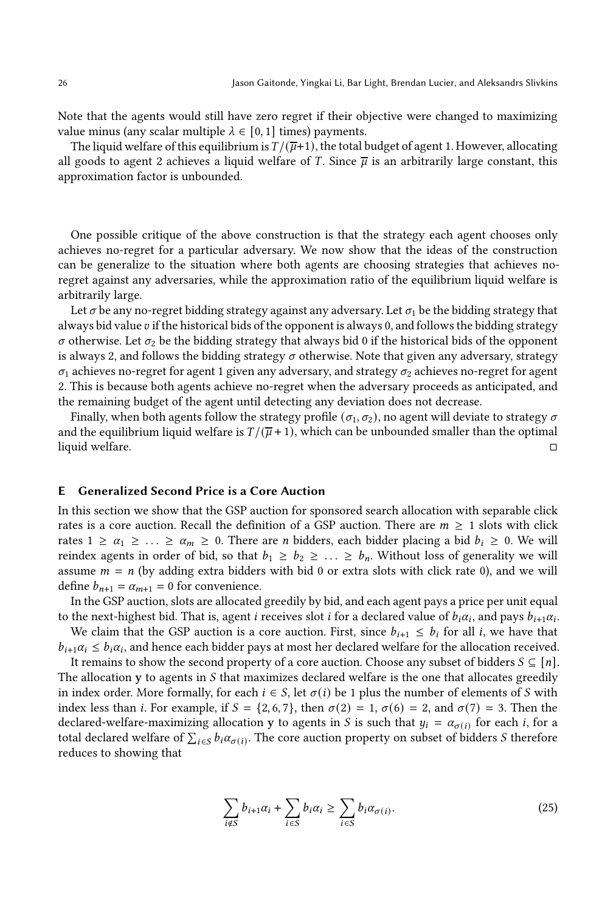Note that the agents would still have zero regret if their objective were changed to maximizing value minus (any scalar multiple $\lambda \in [0, 1]$ times) payments.

The liquid welfare of this equilibrium is $T/(\overline{\mu}+1)$, the total budget of agent 1. However, allocating all goods to agent 2 achieves a liquid welfare of $T$. Since $\overline{\mu}$ is an arbitrarily large constant, this approximation factor is unbounded.

One possible critique of the above construction is that the strategy each agent chooses only achieves no-regret for a particular adversary. We now show that the ideas of the construction can be generalize to the situation where both agents are choosing strategies that achieves no-regret against any adversaries, while the approximation ratio of the equilibrium liquid welfare is arbitrarily large.

Let $\sigma$ be any no-regret bidding strategy against any adversary. Let $\sigma_1$ be the bidding strategy that always bid value $v$ if the historical bids of the opponent is always 0, and follows the bidding strategy $\sigma$ otherwise. Let $\sigma_2$ be the bidding strategy that always bid 0 if the historical bids of the opponent is always 2, and follows the bidding strategy $\sigma$ otherwise. Note that given any adversary, strategy $\sigma_1$ achieves no-regret for agent 1 given any adversary, and strategy $\sigma_2$ achieves no-regret for agent 2. This is because both agents achieve no-regret when the adversary proceeds as anticipated, and the remaining budget of the agent until detecting any deviation does not decrease.

Finally, when both agents follow the strategy profile $(\sigma_1, \sigma_2)$, no agent will deviate to strategy $\sigma$ and the equilibrium liquid welfare is $T/(\overline{\mu}+1)$, which can be unbounded smaller than the optimal liquid welfare. □

## E Generalized Second Price is a Core Auction

In this section we show that the GSP auction for sponsored search allocation with separable click rates is a core auction. Recall the definition of a GSP auction. There are $m \geq 1$ slots with click rates $1 \geq \alpha_1 \geq \ldots \geq \alpha_m \geq 0$. There are $n$ bidders, each bidder placing a bid $b_i \geq 0$. We will reindex agents in order of bid, so that $b_1 \geq b_2 \geq \ldots \geq b_n$. Without loss of generality we will assume $m = n$ (by adding extra bidders with bid 0 or extra slots with click rate 0), and we will define $b_{n+1} = \alpha_{m+1} = 0$ for convenience.

In the GSP auction, slots are allocated greedily by bid, and each agent pays a price per unit equal to the next-highest bid. That is, agent $i$ receives slot $i$ for a declared value of $b_i\alpha_i$, and pays $b_{i+1}\alpha_i$.

We claim that the GSP auction is a core auction. First, since $b_{i+1} \leq b_i$ for all $i$, we have that $b_{i+1}\alpha_i \leq b_i\alpha_i$, and hence each bidder pays at most her declared welfare for the allocation received.

It remains to show the second property of a core auction. Choose any subset of bidders $S \subseteq [n]$. The allocation $\mathbf{y}$ to agents in $S$ that maximizes declared welfare is the one that allocates greedily in index order. More formally, for each $i \in S$, let $\sigma(i)$ be 1 plus the number of elements of $S$ with index less than $i$. For example, if $S = \{2, 6, 7\}$, then $\sigma(2) = 1$, $\sigma(6) = 2$, and $\sigma(7) = 3$. Then the declared-welfare-maximizing allocation $\mathbf{y}$ to agents in $S$ is such that $y_i = \alpha_{\sigma(i)}$ for each $i$, for a total declared welfare of $\sum_{i \in S} b_i\alpha_{\sigma(i)}$. The core auction property on subset of bidders $S$ therefore reduces to showing that

$$\sum_{i \notin S} b_{i+1}\alpha_i + \sum_{i \in S} b_i\alpha_i \geq \sum_{i \in S} b_i\alpha_{\sigma(i)}. \tag{25}$$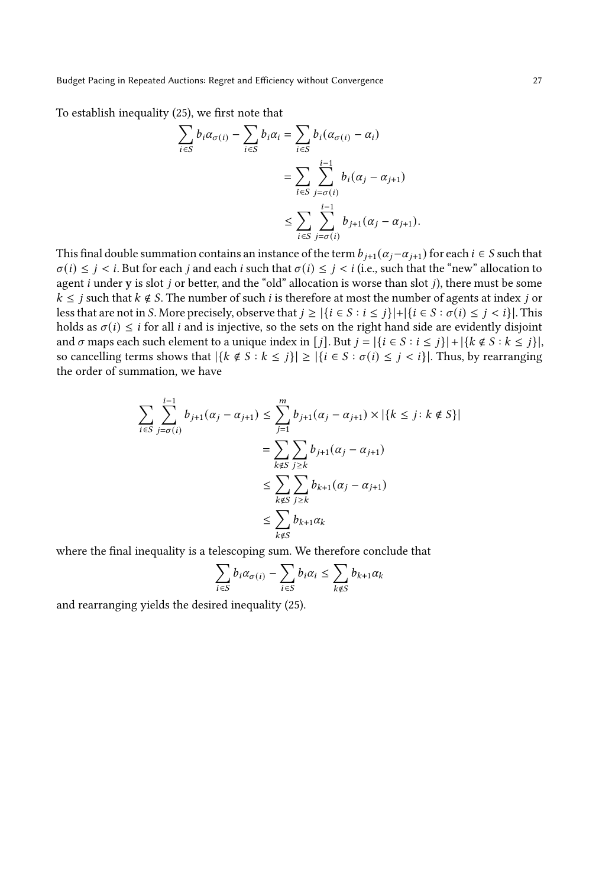To establish inequality (25), we first note that

$$
\begin{aligned}
\sum_{i \in S} b_i \alpha_{\sigma(i)} - \sum_{i \in S} b_i \alpha_i &= \sum_{i \in S} b_i (\alpha_{\sigma(i)} - \alpha_i) \\
&= \sum_{i \in S} \sum_{j=\sigma(i)}^{i-1} b_i (\alpha_j - \alpha_{j+1}) \\
&\leq \sum_{i \in S} \sum_{j=\sigma(i)}^{i-1} b_{j+1} (\alpha_j - \alpha_{j+1}).
\end{aligned}
$$

This final double summation contains an instance of the term $b_{j+1}(\alpha_j - \alpha_{j+1})$ for each $i \in S$ such that $\sigma(i) \leq j < i$. But for each $j$ and each $i$ such that $\sigma(i) \leq j < i$ (i.e., such that the "new" allocation to agent $i$ under $\mathbf{y}$ is slot $j$ or better, and the "old" allocation is worse than slot $j$), there must be some $k \leq j$ such that $k \notin S$. The number of such $i$ is therefore at most the number of agents at index $j$ or less that are not in $S$. More precisely, observe that $j \geq |\{i \in S : i \leq j\}| + |\{i \in S : \sigma(i) \leq j < i\}|$. This holds as $\sigma(i) \leq i$ for all $i$ and is injective, so the sets on the right hand side are evidently disjoint and $\sigma$ maps each such element to a unique index in $[j]$. But $j = |\{i \in S : i \leq j\}| + |\{k \notin S : k \leq j\}|$, so cancelling terms shows that $|\{k \notin S : k \leq j\}| \geq |\{i \in S : \sigma(i) \leq j < i\}|$. Thus, by rearranging the order of summation, we have

$$
\begin{aligned}
\sum_{i \in S} \sum_{j=\sigma(i)}^{i-1} b_{j+1}(\alpha_j - \alpha_{j+1}) &\leq \sum_{j=1}^{m} b_{j+1}(\alpha_j - \alpha_{j+1}) \times |\{k \leq j \colon k \notin S\}| \\
&= \sum_{k \notin S} \sum_{j \geq k} b_{j+1}(\alpha_j - \alpha_{j+1}) \\
&\leq \sum_{k \notin S} \sum_{j \geq k} b_{k+1}(\alpha_j - \alpha_{j+1}) \\
&\leq \sum_{k \notin S} b_{k+1} \alpha_k
\end{aligned}
$$

where the final inequality is a telescoping sum. We therefore conclude that

$$
\sum_{i \in S} b_i \alpha_{\sigma(i)} - \sum_{i \in S} b_i \alpha_i \leq \sum_{k \notin S} b_{k+1} \alpha_k
$$

and rearranging yields the desired inequality (25).